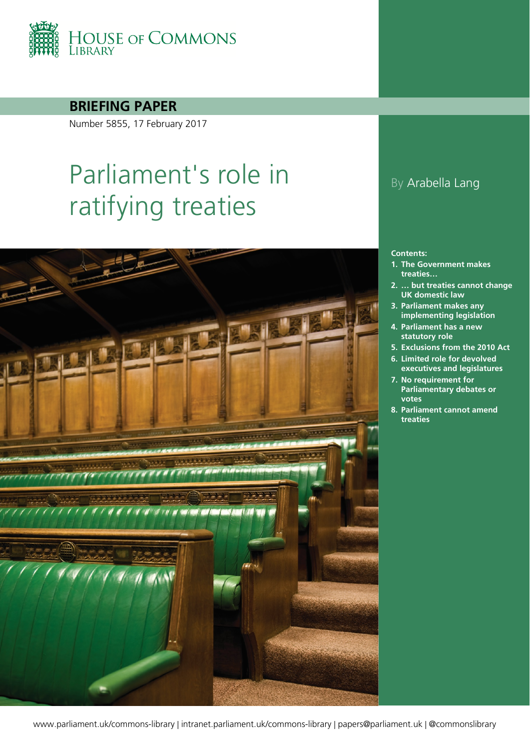House of Commons Library

**BRIEFING PAPER**

Number 5855, 17 February 2017

# Parliament's role in ratifying treaties

By Arabella Lang

**Contents:**

1. **The Government makes treaties…**
2. **… but treaties cannot change UK domestic law**
3. **Parliament makes any implementing legislation**
4. **Parliament has a new statutory role**
5. **Exclusions from the 2010 Act**
6. **Limited role for devolved executives and legislatures**
7. **No requirement for Parliamentary debates or votes**
8. **Parliament cannot amend treaties**

www.parliament.uk/commons-library | intranet.parliament.uk/commons-library | papers@parliament.uk | @commonslibrary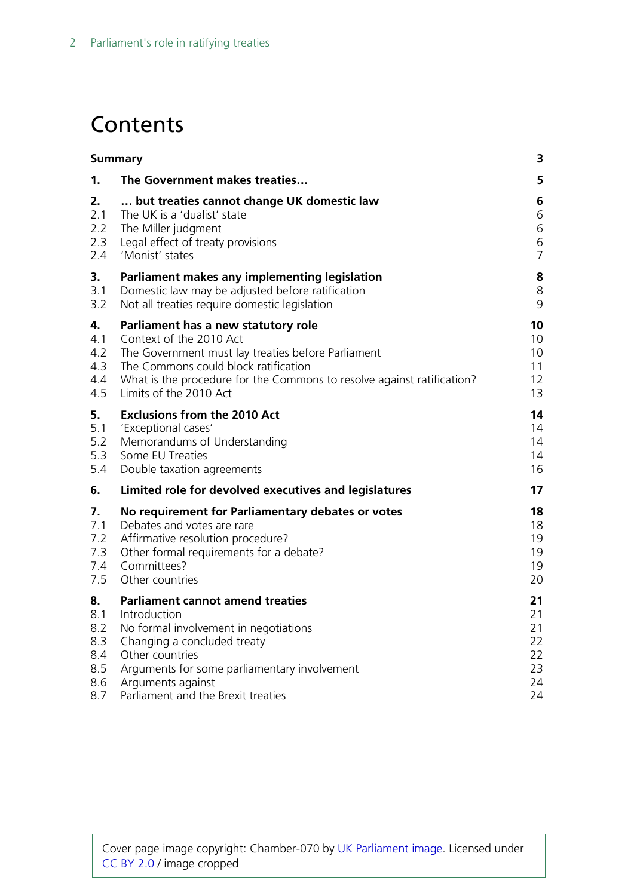# Contents

| | | |
|---|---|---|
| **Summary** | | **3** |
| **1.** | **The Government makes treaties…** | **5** |
| **2.** | **… but treaties cannot change UK domestic law** | **6** |
| 2.1 | The UK is a 'dualist' state | 6 |
| 2.2 | The Miller judgment | 6 |
| 2.3 | Legal effect of treaty provisions | 6 |
| 2.4 | 'Monist' states | 7 |
| **3.** | **Parliament makes any implementing legislation** | **8** |
| 3.1 | Domestic law may be adjusted before ratification | 8 |
| 3.2 | Not all treaties require domestic legislation | 9 |
| **4.** | **Parliament has a new statutory role** | **10** |
| 4.1 | Context of the 2010 Act | 10 |
| 4.2 | The Government must lay treaties before Parliament | 10 |
| 4.3 | The Commons could block ratification | 11 |
| 4.4 | What is the procedure for the Commons to resolve against ratification? | 12 |
| 4.5 | Limits of the 2010 Act | 13 |
| **5.** | **Exclusions from the 2010 Act** | **14** |
| 5.1 | 'Exceptional cases' | 14 |
| 5.2 | Memorandums of Understanding | 14 |
| 5.3 | Some EU Treaties | 14 |
| 5.4 | Double taxation agreements | 16 |
| **6.** | **Limited role for devolved executives and legislatures** | **17** |
| **7.** | **No requirement for Parliamentary debates or votes** | **18** |
| 7.1 | Debates and votes are rare | 18 |
| 7.2 | Affirmative resolution procedure? | 19 |
| 7.3 | Other formal requirements for a debate? | 19 |
| 7.4 | Committees? | 19 |
| 7.5 | Other countries | 20 |
| **8.** | **Parliament cannot amend treaties** | **21** |
| 8.1 | Introduction | 21 |
| 8.2 | No formal involvement in negotiations | 21 |
| 8.3 | Changing a concluded treaty | 22 |
| 8.4 | Other countries | 22 |
| 8.5 | Arguments for some parliamentary involvement | 23 |
| 8.6 | Arguments against | 24 |
| 8.7 | Parliament and the Brexit treaties | 24 |

Cover page image copyright: Chamber-070 by UK Parliament image. Licensed under CC BY 2.0 / image cropped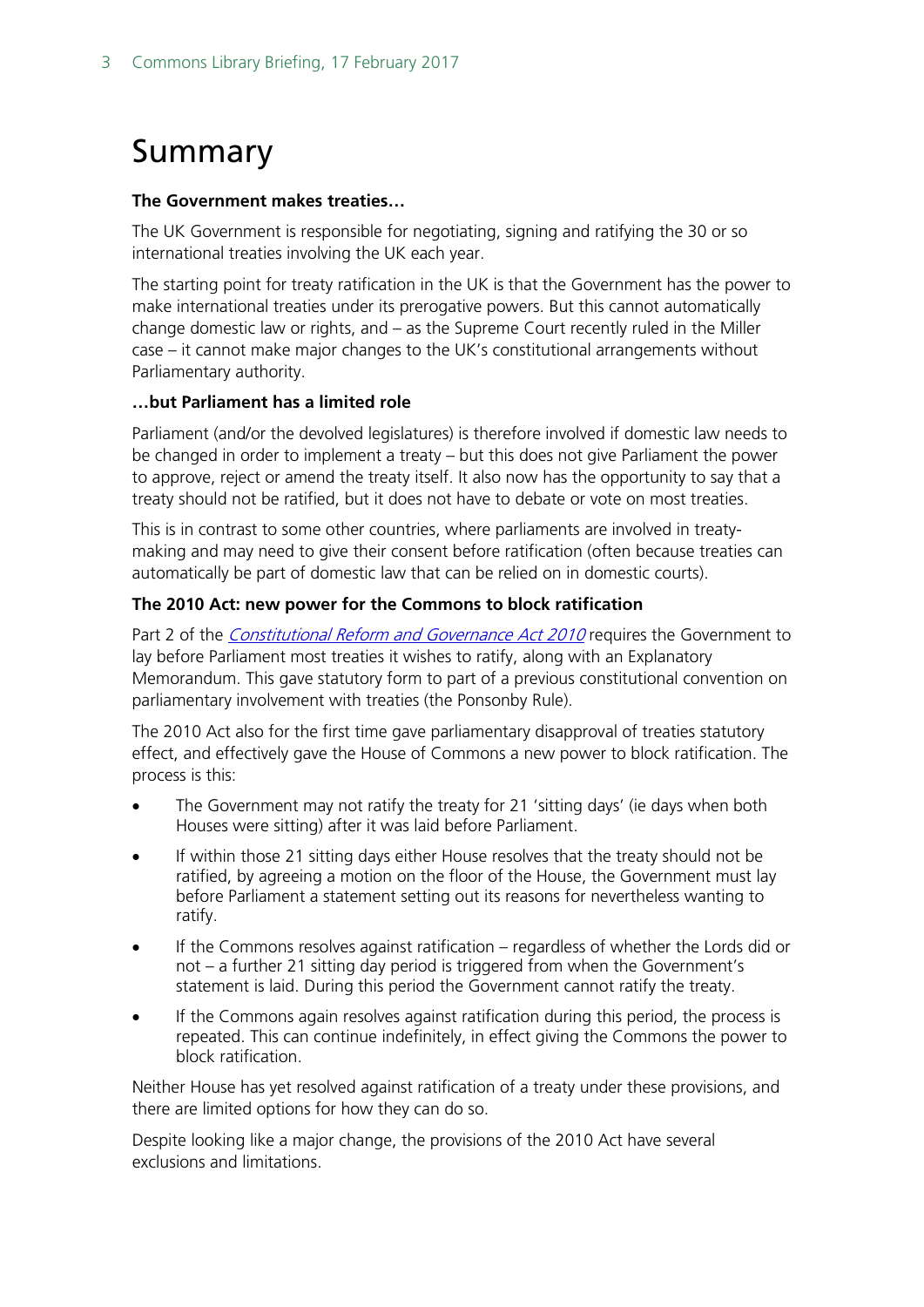# Summary

**The Government makes treaties…**

The UK Government is responsible for negotiating, signing and ratifying the 30 or so international treaties involving the UK each year.

The starting point for treaty ratification in the UK is that the Government has the power to make international treaties under its prerogative powers. But this cannot automatically change domestic law or rights, and – as the Supreme Court recently ruled in the Miller case – it cannot make major changes to the UK's constitutional arrangements without Parliamentary authority.

**…but Parliament has a limited role**

Parliament (and/or the devolved legislatures) is therefore involved if domestic law needs to be changed in order to implement a treaty – but this does not give Parliament the power to approve, reject or amend the treaty itself. It also now has the opportunity to say that a treaty should not be ratified, but it does not have to debate or vote on most treaties.

This is in contrast to some other countries, where parliaments are involved in treaty-making and may need to give their consent before ratification (often because treaties can automatically be part of domestic law that can be relied on in domestic courts).

**The 2010 Act: new power for the Commons to block ratification**

Part 2 of the *Constitutional Reform and Governance Act 2010* requires the Government to lay before Parliament most treaties it wishes to ratify, along with an Explanatory Memorandum. This gave statutory form to part of a previous constitutional convention on parliamentary involvement with treaties (the Ponsonby Rule).

The 2010 Act also for the first time gave parliamentary disapproval of treaties statutory effect, and effectively gave the House of Commons a new power to block ratification. The process is this:

- The Government may not ratify the treaty for 21 'sitting days' (ie days when both Houses were sitting) after it was laid before Parliament.
- If within those 21 sitting days either House resolves that the treaty should not be ratified, by agreeing a motion on the floor of the House, the Government must lay before Parliament a statement setting out its reasons for nevertheless wanting to ratify.
- If the Commons resolves against ratification – regardless of whether the Lords did or not – a further 21 sitting day period is triggered from when the Government's statement is laid. During this period the Government cannot ratify the treaty.
- If the Commons again resolves against ratification during this period, the process is repeated. This can continue indefinitely, in effect giving the Commons the power to block ratification.

Neither House has yet resolved against ratification of a treaty under these provisions, and there are limited options for how they can do so.

Despite looking like a major change, the provisions of the 2010 Act have several exclusions and limitations.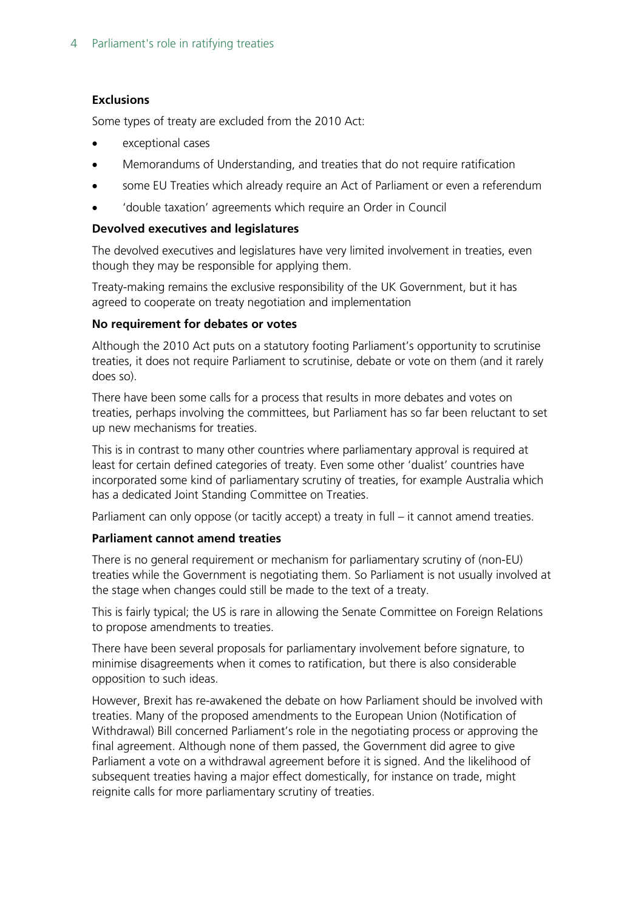**Exclusions**

Some types of treaty are excluded from the 2010 Act:

- exceptional cases
- Memorandums of Understanding, and treaties that do not require ratification
- some EU Treaties which already require an Act of Parliament or even a referendum
- 'double taxation' agreements which require an Order in Council

**Devolved executives and legislatures**

The devolved executives and legislatures have very limited involvement in treaties, even though they may be responsible for applying them.

Treaty-making remains the exclusive responsibility of the UK Government, but it has agreed to cooperate on treaty negotiation and implementation

**No requirement for debates or votes**

Although the 2010 Act puts on a statutory footing Parliament's opportunity to scrutinise treaties, it does not require Parliament to scrutinise, debate or vote on them (and it rarely does so).

There have been some calls for a process that results in more debates and votes on treaties, perhaps involving the committees, but Parliament has so far been reluctant to set up new mechanisms for treaties.

This is in contrast to many other countries where parliamentary approval is required at least for certain defined categories of treaty. Even some other 'dualist' countries have incorporated some kind of parliamentary scrutiny of treaties, for example Australia which has a dedicated Joint Standing Committee on Treaties.

Parliament can only oppose (or tacitly accept) a treaty in full – it cannot amend treaties.

**Parliament cannot amend treaties**

There is no general requirement or mechanism for parliamentary scrutiny of (non-EU) treaties while the Government is negotiating them. So Parliament is not usually involved at the stage when changes could still be made to the text of a treaty.

This is fairly typical; the US is rare in allowing the Senate Committee on Foreign Relations to propose amendments to treaties.

There have been several proposals for parliamentary involvement before signature, to minimise disagreements when it comes to ratification, but there is also considerable opposition to such ideas.

However, Brexit has re-awakened the debate on how Parliament should be involved with treaties. Many of the proposed amendments to the European Union (Notification of Withdrawal) Bill concerned Parliament's role in the negotiating process or approving the final agreement. Although none of them passed, the Government did agree to give Parliament a vote on a withdrawal agreement before it is signed. And the likelihood of subsequent treaties having a major effect domestically, for instance on trade, might reignite calls for more parliamentary scrutiny of treaties.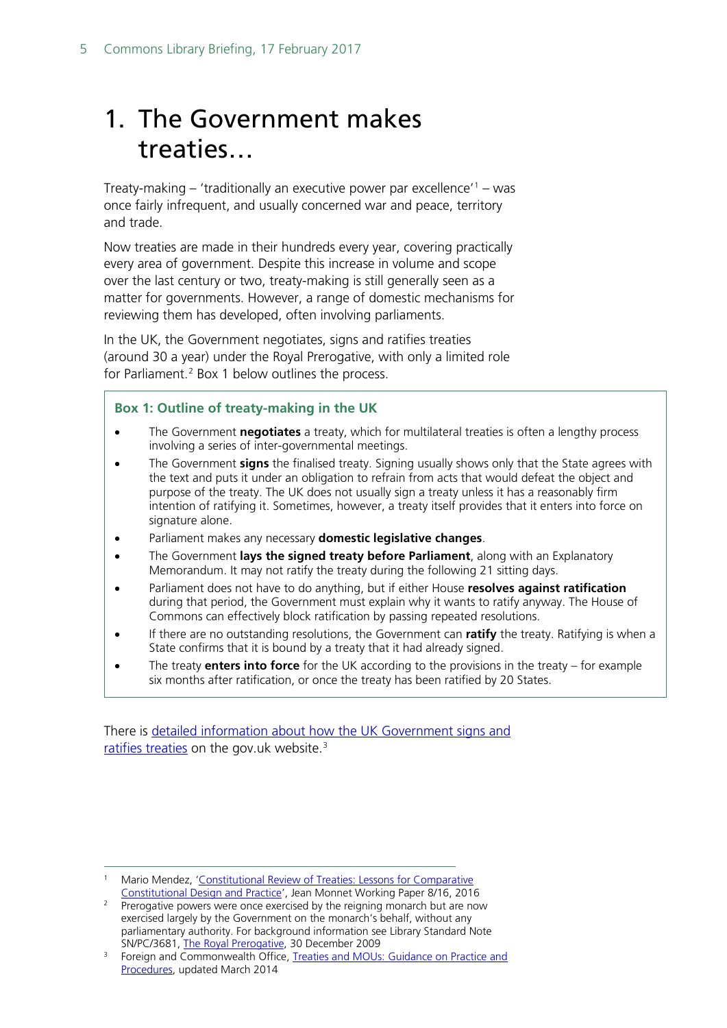# 1. The Government makes treaties…

Treaty-making – 'traditionally an executive power par excellence'[1] – was once fairly infrequent, and usually concerned war and peace, territory and trade.

Now treaties are made in their hundreds every year, covering practically every area of government. Despite this increase in volume and scope over the last century or two, treaty-making is still generally seen as a matter for governments. However, a range of domestic mechanisms for reviewing them has developed, often involving parliaments.

In the UK, the Government negotiates, signs and ratifies treaties (around 30 a year) under the Royal Prerogative, with only a limited role for Parliament.[2] Box 1 below outlines the process.

> **Box 1: Outline of treaty-making in the UK**
>
> - The Government **negotiates** a treaty, which for multilateral treaties is often a lengthy process involving a series of inter-governmental meetings.
> - The Government **signs** the finalised treaty. Signing usually shows only that the State agrees with the text and puts it under an obligation to refrain from acts that would defeat the object and purpose of the treaty. The UK does not usually sign a treaty unless it has a reasonably firm intention of ratifying it. Sometimes, however, a treaty itself provides that it enters into force on signature alone.
> - Parliament makes any necessary **domestic legislative changes**.
> - The Government **lays the signed treaty before Parliament**, along with an Explanatory Memorandum. It may not ratify the treaty during the following 21 sitting days.
> - Parliament does not have to do anything, but if either House **resolves against ratification** during that period, the Government must explain why it wants to ratify anyway. The House of Commons can effectively block ratification by passing repeated resolutions.
> - If there are no outstanding resolutions, the Government can **ratify** the treaty. Ratifying is when a State confirms that it is bound by a treaty that it had already signed.
> - The treaty **enters into force** for the UK according to the provisions in the treaty – for example six months after ratification, or once the treaty has been ratified by 20 States.

There is detailed information about how the UK Government signs and ratifies treaties on the gov.uk website.[3]

---

[1] Mario Mendez, 'Constitutional Review of Treaties: Lessons for Comparative Constitutional Design and Practice', Jean Monnet Working Paper 8/16, 2016

[2] Prerogative powers were once exercised by the reigning monarch but are now exercised largely by the Government on the monarch's behalf, without any parliamentary authority. For background information see Library Standard Note SN/PC/3681, The Royal Prerogative, 30 December 2009

[3] Foreign and Commonwealth Office, Treaties and MOUs: Guidance on Practice and Procedures, updated March 2014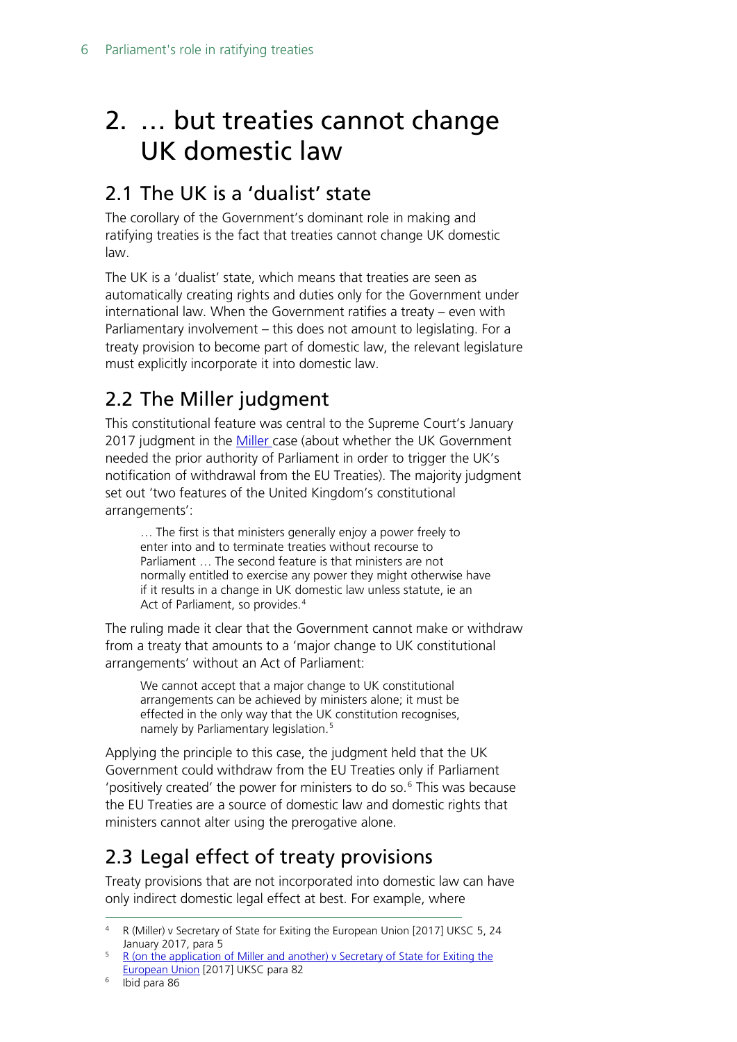# 2. … but treaties cannot change UK domestic law

## 2.1 The UK is a 'dualist' state

The corollary of the Government's dominant role in making and ratifying treaties is the fact that treaties cannot change UK domestic law.

The UK is a 'dualist' state, which means that treaties are seen as automatically creating rights and duties only for the Government under international law. When the Government ratifies a treaty – even with Parliamentary involvement – this does not amount to legislating. For a treaty provision to become part of domestic law, the relevant legislature must explicitly incorporate it into domestic law.

## 2.2 The Miller judgment

This constitutional feature was central to the Supreme Court's January 2017 judgment in the [Miller](#) case (about whether the UK Government needed the prior authority of Parliament in order to trigger the UK's notification of withdrawal from the EU Treaties). The majority judgment set out 'two features of the United Kingdom's constitutional arrangements':

> … The first is that ministers generally enjoy a power freely to enter into and to terminate treaties without recourse to Parliament … The second feature is that ministers are not normally entitled to exercise any power they might otherwise have if it results in a change in UK domestic law unless statute, ie an Act of Parliament, so provides.[4]

The ruling made it clear that the Government cannot make or withdraw from a treaty that amounts to a 'major change to UK constitutional arrangements' without an Act of Parliament:

> We cannot accept that a major change to UK constitutional arrangements can be achieved by ministers alone; it must be effected in the only way that the UK constitution recognises, namely by Parliamentary legislation.[5]

Applying the principle to this case, the judgment held that the UK Government could withdraw from the EU Treaties only if Parliament 'positively created' the power for ministers to do so.[6] This was because the EU Treaties are a source of domestic law and domestic rights that ministers cannot alter using the prerogative alone.

## 2.3 Legal effect of treaty provisions

Treaty provisions that are not incorporated into domestic law can have only indirect domestic legal effect at best. For example, where

---

4 R (Miller) v Secretary of State for Exiting the European Union [2017] UKSC 5, 24 January 2017, para 5

5 [R (on the application of Miller and another) v Secretary of State for Exiting the European Union](#) [2017] UKSC para 82

6 Ibid para 86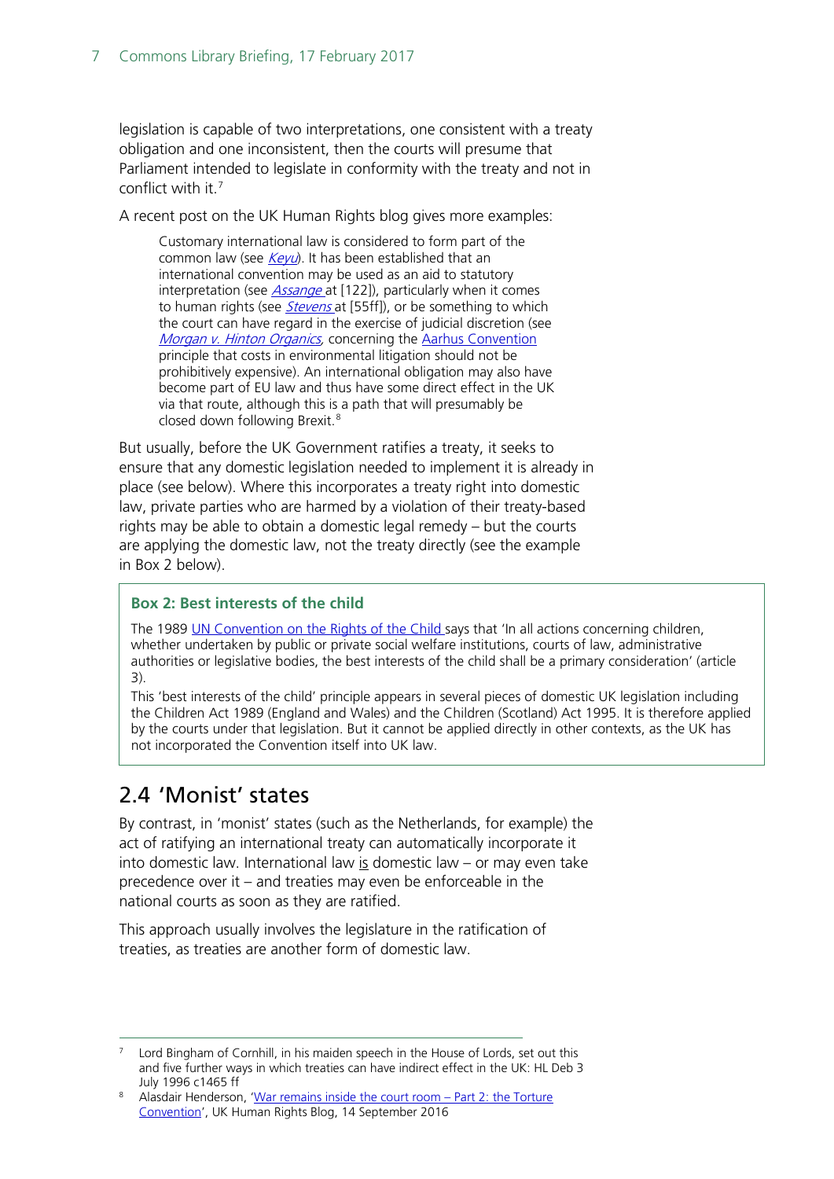legislation is capable of two interpretations, one consistent with a treaty obligation and one inconsistent, then the courts will presume that Parliament intended to legislate in conformity with the treaty and not in conflict with it.[7]

A recent post on the UK Human Rights blog gives more examples:

> Customary international law is considered to form part of the common law (see *Keyu*). It has been established that an international convention may be used as an aid to statutory interpretation (see *Assange* at [122]), particularly when it comes to human rights (see *Stevens* at [55ff]), or be something to which the court can have regard in the exercise of judicial discretion (see *Morgan v. Hinton Organics*, concerning the Aarhus Convention principle that costs in environmental litigation should not be prohibitively expensive). An international obligation may also have become part of EU law and thus have some direct effect in the UK via that route, although this is a path that will presumably be closed down following Brexit.[8]

But usually, before the UK Government ratifies a treaty, it seeks to ensure that any domestic legislation needed to implement it is already in place (see below). Where this incorporates a treaty right into domestic law, private parties who are harmed by a violation of their treaty-based rights may be able to obtain a domestic legal remedy – but the courts are applying the domestic law, not the treaty directly (see the example in Box 2 below).

**Box 2: Best interests of the child**

The 1989 UN Convention on the Rights of the Child says that 'In all actions concerning children, whether undertaken by public or private social welfare institutions, courts of law, administrative authorities or legislative bodies, the best interests of the child shall be a primary consideration' (article 3).

This 'best interests of the child' principle appears in several pieces of domestic UK legislation including the Children Act 1989 (England and Wales) and the Children (Scotland) Act 1995. It is therefore applied by the courts under that legislation. But it cannot be applied directly in other contexts, as the UK has not incorporated the Convention itself into UK law.

## 2.4 'Monist' states

By contrast, in 'monist' states (such as the Netherlands, for example) the act of ratifying an international treaty can automatically incorporate it into domestic law. International law is domestic law – or may even take precedence over it – and treaties may even be enforceable in the national courts as soon as they are ratified.

This approach usually involves the legislature in the ratification of treaties, as treaties are another form of domestic law.

---

[7] Lord Bingham of Cornhill, in his maiden speech in the House of Lords, set out this and five further ways in which treaties can have indirect effect in the UK: HL Deb 3 July 1996 c1465 ff

[8] Alasdair Henderson, 'War remains inside the court room – Part 2: the Torture Convention', UK Human Rights Blog, 14 September 2016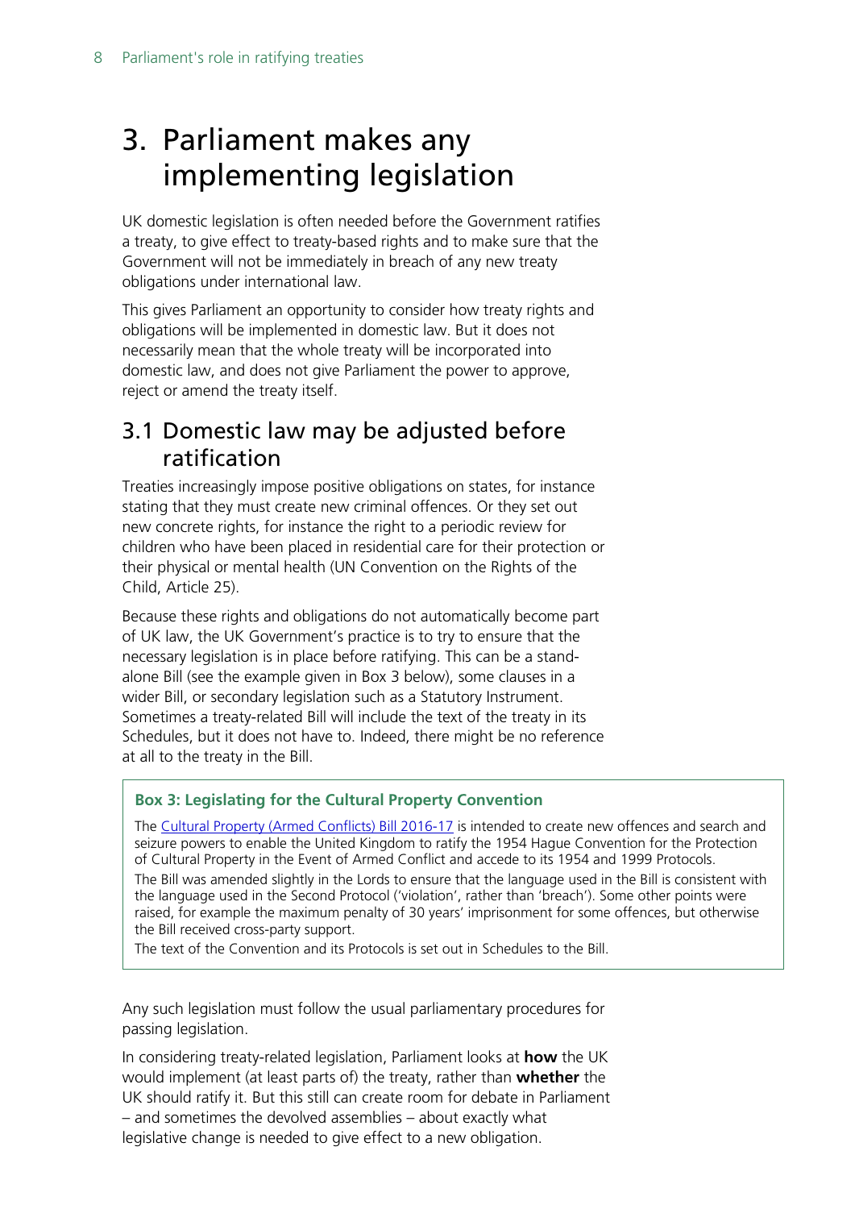# 3. Parliament makes any implementing legislation

UK domestic legislation is often needed before the Government ratifies a treaty, to give effect to treaty-based rights and to make sure that the Government will not be immediately in breach of any new treaty obligations under international law.

This gives Parliament an opportunity to consider how treaty rights and obligations will be implemented in domestic law. But it does not necessarily mean that the whole treaty will be incorporated into domestic law, and does not give Parliament the power to approve, reject or amend the treaty itself.

## 3.1 Domestic law may be adjusted before ratification

Treaties increasingly impose positive obligations on states, for instance stating that they must create new criminal offences. Or they set out new concrete rights, for instance the right to a periodic review for children who have been placed in residential care for their protection or their physical or mental health (UN Convention on the Rights of the Child, Article 25).

Because these rights and obligations do not automatically become part of UK law, the UK Government's practice is to try to ensure that the necessary legislation is in place before ratifying. This can be a stand-alone Bill (see the example given in Box 3 below), some clauses in a wider Bill, or secondary legislation such as a Statutory Instrument. Sometimes a treaty-related Bill will include the text of the treaty in its Schedules, but it does not have to. Indeed, there might be no reference at all to the treaty in the Bill.

**Box 3: Legislating for the Cultural Property Convention**

The Cultural Property (Armed Conflicts) Bill 2016-17 is intended to create new offences and search and seizure powers to enable the United Kingdom to ratify the 1954 Hague Convention for the Protection of Cultural Property in the Event of Armed Conflict and accede to its 1954 and 1999 Protocols.

The Bill was amended slightly in the Lords to ensure that the language used in the Bill is consistent with the language used in the Second Protocol ('violation', rather than 'breach'). Some other points were raised, for example the maximum penalty of 30 years' imprisonment for some offences, but otherwise the Bill received cross-party support.

The text of the Convention and its Protocols is set out in Schedules to the Bill.

Any such legislation must follow the usual parliamentary procedures for passing legislation.

In considering treaty-related legislation, Parliament looks at **how** the UK would implement (at least parts of) the treaty, rather than **whether** the UK should ratify it. But this still can create room for debate in Parliament – and sometimes the devolved assemblies – about exactly what legislative change is needed to give effect to a new obligation.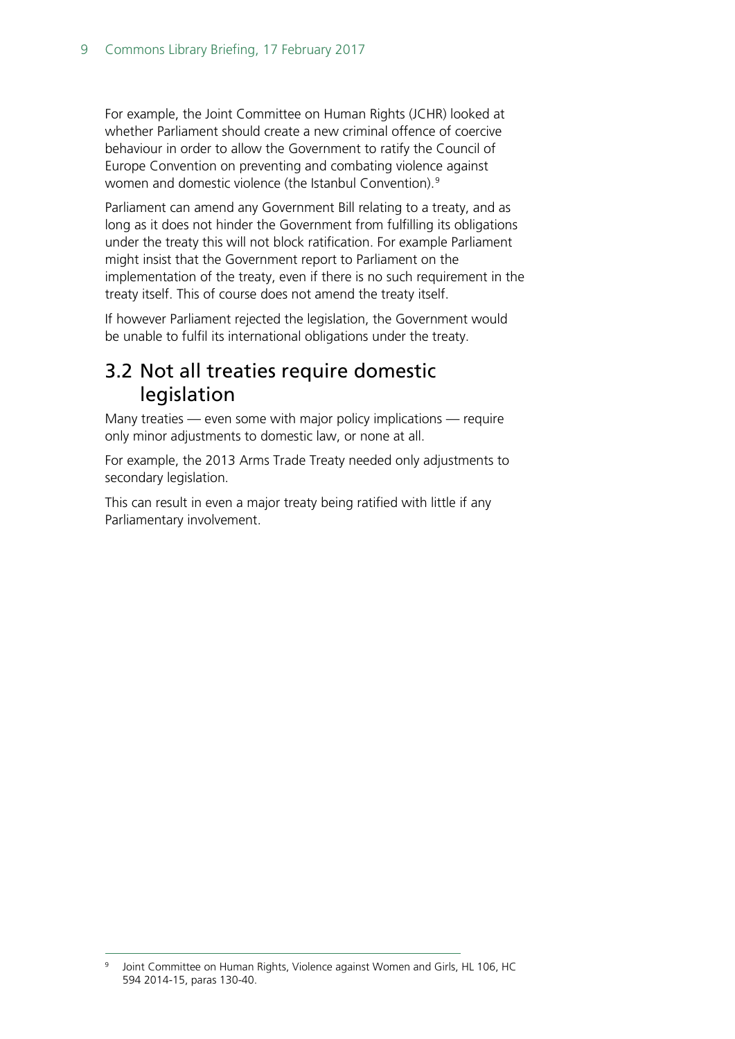For example, the Joint Committee on Human Rights (JCHR) looked at whether Parliament should create a new criminal offence of coercive behaviour in order to allow the Government to ratify the Council of Europe Convention on preventing and combating violence against women and domestic violence (the Istanbul Convention).[9]

Parliament can amend any Government Bill relating to a treaty, and as long as it does not hinder the Government from fulfilling its obligations under the treaty this will not block ratification. For example Parliament might insist that the Government report to Parliament on the implementation of the treaty, even if there is no such requirement in the treaty itself. This of course does not amend the treaty itself.

If however Parliament rejected the legislation, the Government would be unable to fulfil its international obligations under the treaty.

## 3.2 Not all treaties require domestic legislation

Many treaties — even some with major policy implications — require only minor adjustments to domestic law, or none at all.

For example, the 2013 Arms Trade Treaty needed only adjustments to secondary legislation.

This can result in even a major treaty being ratified with little if any Parliamentary involvement.

[9] Joint Committee on Human Rights, Violence against Women and Girls, HL 106, HC 594 2014-15, paras 130-40.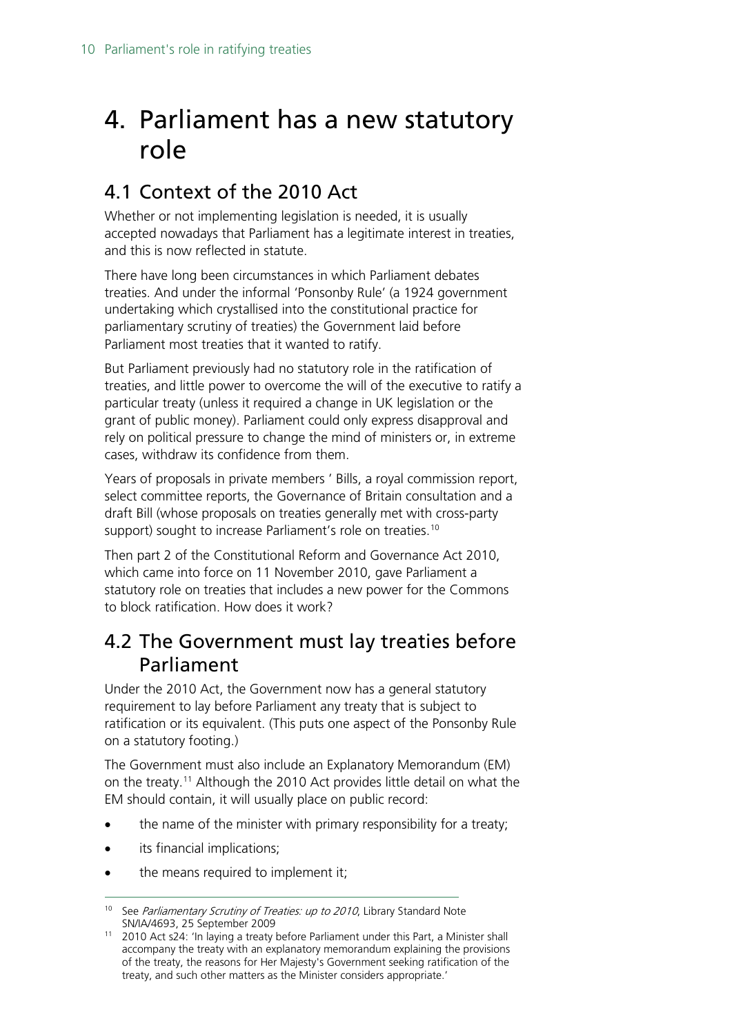# 4. Parliament has a new statutory role

## 4.1 Context of the 2010 Act

Whether or not implementing legislation is needed, it is usually accepted nowadays that Parliament has a legitimate interest in treaties, and this is now reflected in statute.

There have long been circumstances in which Parliament debates treaties. And under the informal 'Ponsonby Rule' (a 1924 government undertaking which crystallised into the constitutional practice for parliamentary scrutiny of treaties) the Government laid before Parliament most treaties that it wanted to ratify.

But Parliament previously had no statutory role in the ratification of treaties, and little power to overcome the will of the executive to ratify a particular treaty (unless it required a change in UK legislation or the grant of public money). Parliament could only express disapproval and rely on political pressure to change the mind of ministers or, in extreme cases, withdraw its confidence from them.

Years of proposals in private members ' Bills, a royal commission report, select committee reports, the Governance of Britain consultation and a draft Bill (whose proposals on treaties generally met with cross-party support) sought to increase Parliament's role on treaties.[10]

Then part 2 of the Constitutional Reform and Governance Act 2010, which came into force on 11 November 2010, gave Parliament a statutory role on treaties that includes a new power for the Commons to block ratification. How does it work?

## 4.2 The Government must lay treaties before Parliament

Under the 2010 Act, the Government now has a general statutory requirement to lay before Parliament any treaty that is subject to ratification or its equivalent. (This puts one aspect of the Ponsonby Rule on a statutory footing.)

The Government must also include an Explanatory Memorandum (EM) on the treaty.[11] Although the 2010 Act provides little detail on what the EM should contain, it will usually place on public record:

- the name of the minister with primary responsibility for a treaty;
- its financial implications;
- the means required to implement it;

[10] See *Parliamentary Scrutiny of Treaties: up to 2010*, Library Standard Note SN/IA/4693, 25 September 2009

[11] 2010 Act s24: 'In laying a treaty before Parliament under this Part, a Minister shall accompany the treaty with an explanatory memorandum explaining the provisions of the treaty, the reasons for Her Majesty's Government seeking ratification of the treaty, and such other matters as the Minister considers appropriate.'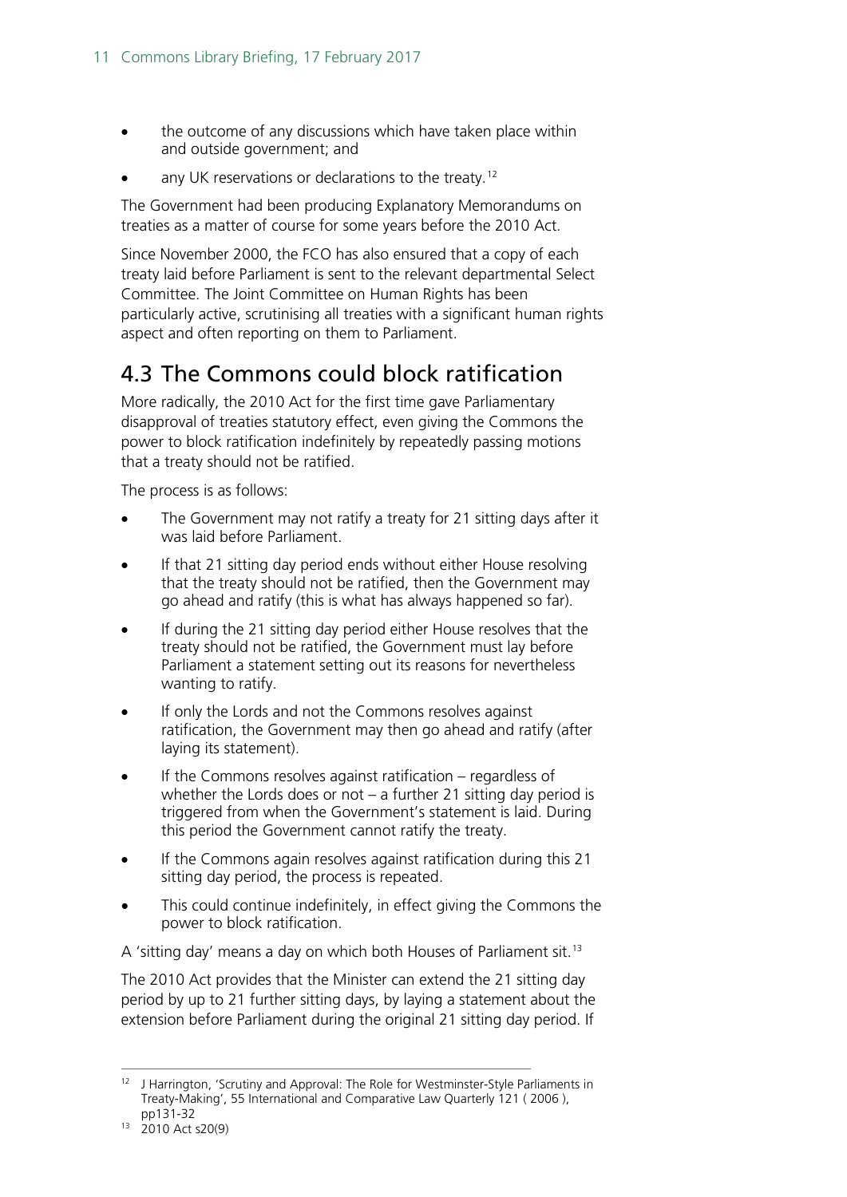- the outcome of any discussions which have taken place within and outside government; and
- any UK reservations or declarations to the treaty.[12]

The Government had been producing Explanatory Memorandums on treaties as a matter of course for some years before the 2010 Act.

Since November 2000, the FCO has also ensured that a copy of each treaty laid before Parliament is sent to the relevant departmental Select Committee. The Joint Committee on Human Rights has been particularly active, scrutinising all treaties with a significant human rights aspect and often reporting on them to Parliament.

## 4.3 The Commons could block ratification

More radically, the 2010 Act for the first time gave Parliamentary disapproval of treaties statutory effect, even giving the Commons the power to block ratification indefinitely by repeatedly passing motions that a treaty should not be ratified.

The process is as follows:

- The Government may not ratify a treaty for 21 sitting days after it was laid before Parliament.
- If that 21 sitting day period ends without either House resolving that the treaty should not be ratified, then the Government may go ahead and ratify (this is what has always happened so far).
- If during the 21 sitting day period either House resolves that the treaty should not be ratified, the Government must lay before Parliament a statement setting out its reasons for nevertheless wanting to ratify.
- If only the Lords and not the Commons resolves against ratification, the Government may then go ahead and ratify (after laying its statement).
- If the Commons resolves against ratification – regardless of whether the Lords does or not – a further 21 sitting day period is triggered from when the Government's statement is laid. During this period the Government cannot ratify the treaty.
- If the Commons again resolves against ratification during this 21 sitting day period, the process is repeated.
- This could continue indefinitely, in effect giving the Commons the power to block ratification.

A 'sitting day' means a day on which both Houses of Parliament sit.[13]

The 2010 Act provides that the Minister can extend the 21 sitting day period by up to 21 further sitting days, by laying a statement about the extension before Parliament during the original 21 sitting day period. If

---

[12] J Harrington, 'Scrutiny and Approval: The Role for Westminster-Style Parliaments in Treaty-Making', 55 International and Comparative Law Quarterly 121 ( 2006 ), pp131-32

[13] 2010 Act s20(9)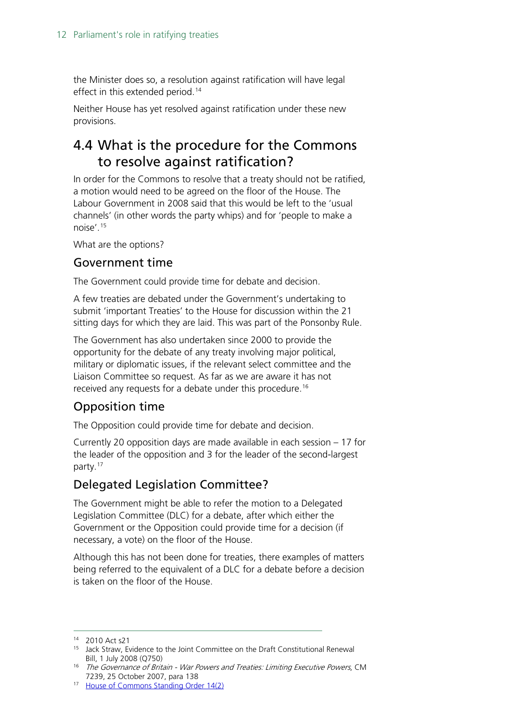the Minister does so, a resolution against ratification will have legal effect in this extended period.[14]

Neither House has yet resolved against ratification under these new provisions.

## 4.4 What is the procedure for the Commons to resolve against ratification?

In order for the Commons to resolve that a treaty should not be ratified, a motion would need to be agreed on the floor of the House. The Labour Government in 2008 said that this would be left to the 'usual channels' (in other words the party whips) and for 'people to make a noise'.[15]

What are the options?

### Government time

The Government could provide time for debate and decision.

A few treaties are debated under the Government's undertaking to submit 'important Treaties' to the House for discussion within the 21 sitting days for which they are laid. This was part of the Ponsonby Rule.

The Government has also undertaken since 2000 to provide the opportunity for the debate of any treaty involving major political, military or diplomatic issues, if the relevant select committee and the Liaison Committee so request. As far as we are aware it has not received any requests for a debate under this procedure.[16]

### Opposition time

The Opposition could provide time for debate and decision.

Currently 20 opposition days are made available in each session – 17 for the leader of the opposition and 3 for the leader of the second-largest party.[17]

### Delegated Legislation Committee?

The Government might be able to refer the motion to a Delegated Legislation Committee (DLC) for a debate, after which either the Government or the Opposition could provide time for a decision (if necessary, a vote) on the floor of the House.

Although this has not been done for treaties, there examples of matters being referred to the equivalent of a DLC for a debate before a decision is taken on the floor of the House.

---

[14] 2010 Act s21

[15] Jack Straw, Evidence to the Joint Committee on the Draft Constitutional Renewal Bill, 1 July 2008 (Q750)

[16] *The Governance of Britain - War Powers and Treaties: Limiting Executive Powers*, CM 7239, 25 October 2007, para 138

[17] House of Commons Standing Order 14(2)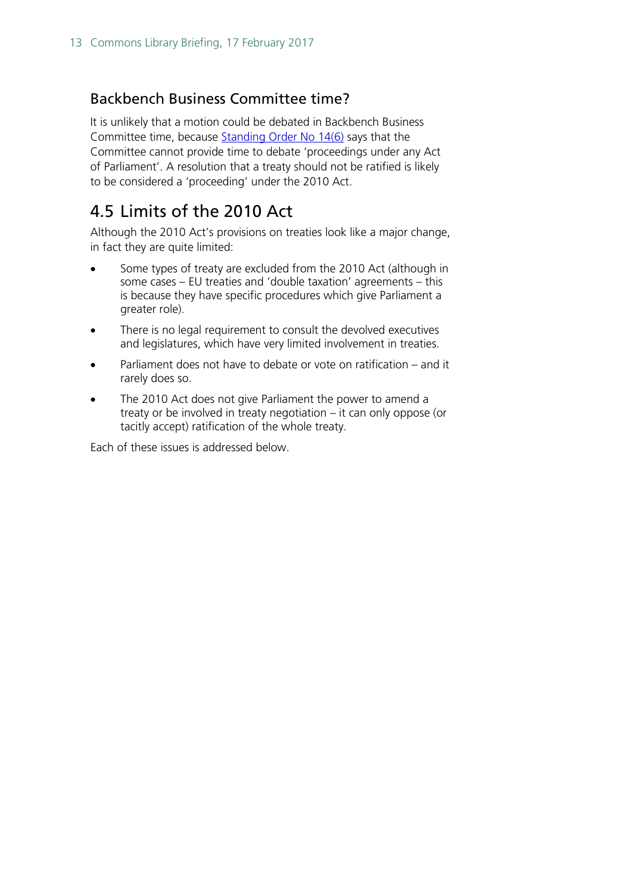### Backbench Business Committee time?

It is unlikely that a motion could be debated in Backbench Business Committee time, because Standing Order No 14(6) says that the Committee cannot provide time to debate 'proceedings under any Act of Parliament'. A resolution that a treaty should not be ratified is likely to be considered a 'proceeding' under the 2010 Act.

## 4.5 Limits of the 2010 Act

Although the 2010 Act's provisions on treaties look like a major change, in fact they are quite limited:

- Some types of treaty are excluded from the 2010 Act (although in some cases – EU treaties and 'double taxation' agreements – this is because they have specific procedures which give Parliament a greater role).
- There is no legal requirement to consult the devolved executives and legislatures, which have very limited involvement in treaties.
- Parliament does not have to debate or vote on ratification – and it rarely does so.
- The 2010 Act does not give Parliament the power to amend a treaty or be involved in treaty negotiation – it can only oppose (or tacitly accept) ratification of the whole treaty.

Each of these issues is addressed below.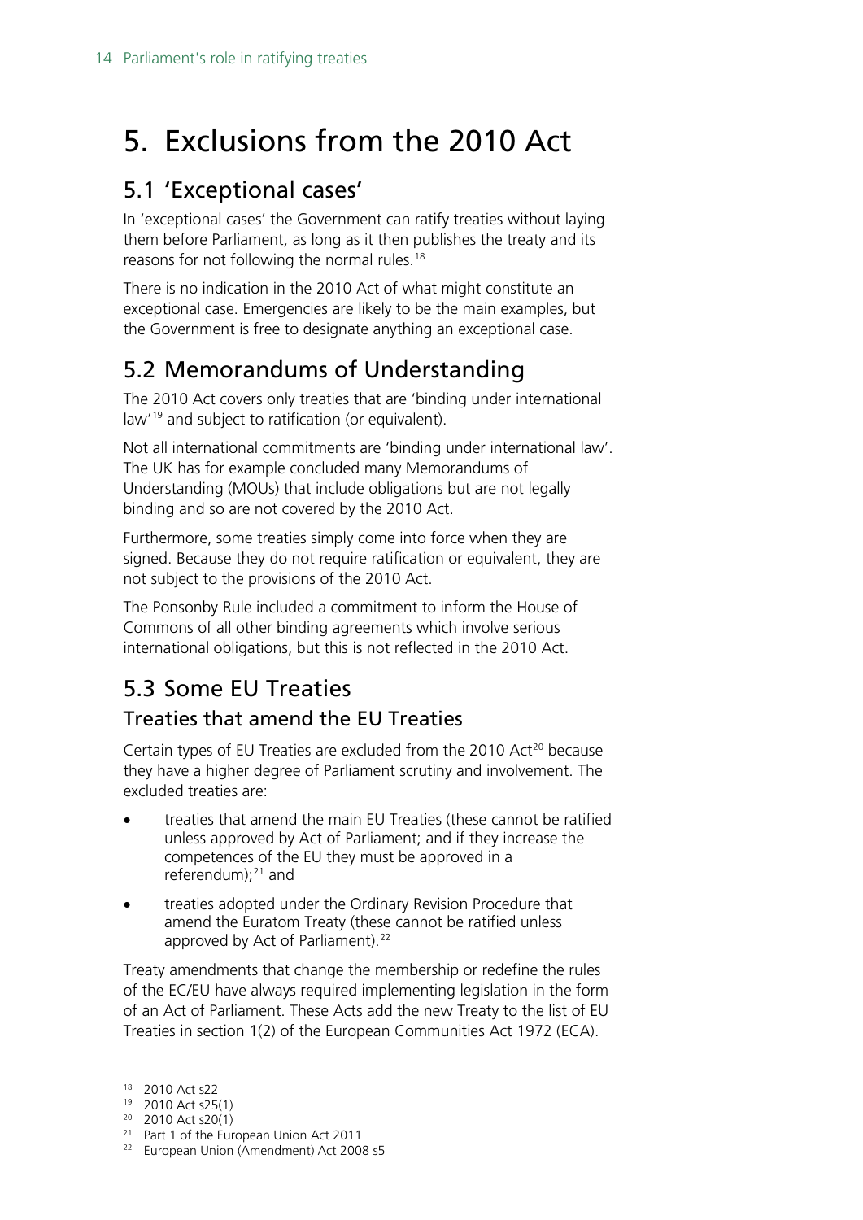# 5. Exclusions from the 2010 Act

## 5.1 'Exceptional cases'

In 'exceptional cases' the Government can ratify treaties without laying them before Parliament, as long as it then publishes the treaty and its reasons for not following the normal rules.[18]

There is no indication in the 2010 Act of what might constitute an exceptional case. Emergencies are likely to be the main examples, but the Government is free to designate anything an exceptional case.

## 5.2 Memorandums of Understanding

The 2010 Act covers only treaties that are 'binding under international law'[19] and subject to ratification (or equivalent).

Not all international commitments are 'binding under international law'. The UK has for example concluded many Memorandums of Understanding (MOUs) that include obligations but are not legally binding and so are not covered by the 2010 Act.

Furthermore, some treaties simply come into force when they are signed. Because they do not require ratification or equivalent, they are not subject to the provisions of the 2010 Act.

The Ponsonby Rule included a commitment to inform the House of Commons of all other binding agreements which involve serious international obligations, but this is not reflected in the 2010 Act.

## 5.3 Some EU Treaties

### Treaties that amend the EU Treaties

Certain types of EU Treaties are excluded from the 2010 Act[20] because they have a higher degree of Parliament scrutiny and involvement. The excluded treaties are:

- treaties that amend the main EU Treaties (these cannot be ratified unless approved by Act of Parliament; and if they increase the competences of the EU they must be approved in a referendum);[21] and
- treaties adopted under the Ordinary Revision Procedure that amend the Euratom Treaty (these cannot be ratified unless approved by Act of Parliament).[22]

Treaty amendments that change the membership or redefine the rules of the EC/EU have always required implementing legislation in the form of an Act of Parliament. These Acts add the new Treaty to the list of EU Treaties in section 1(2) of the European Communities Act 1972 (ECA).

---

[18] 2010 Act s22
[19] 2010 Act s25(1)
[20] 2010 Act s20(1)
[21] Part 1 of the European Union Act 2011
[22] European Union (Amendment) Act 2008 s5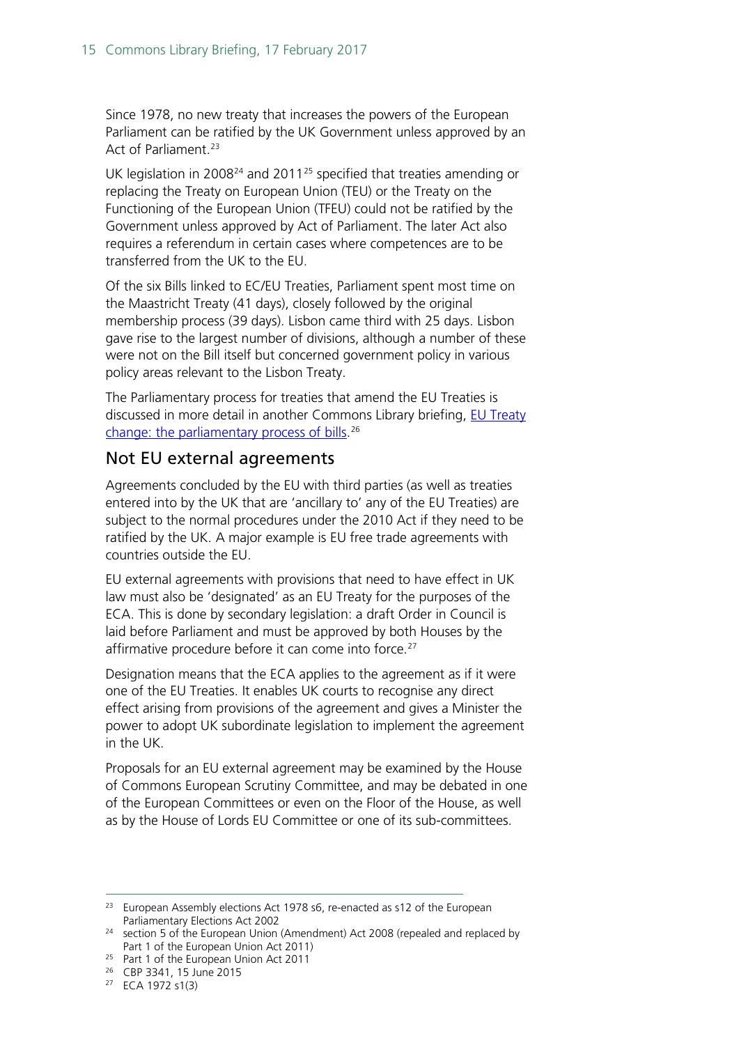Since 1978, no new treaty that increases the powers of the European Parliament can be ratified by the UK Government unless approved by an Act of Parliament.[23]

UK legislation in 2008[24] and 2011[25] specified that treaties amending or replacing the Treaty on European Union (TEU) or the Treaty on the Functioning of the European Union (TFEU) could not be ratified by the Government unless approved by Act of Parliament. The later Act also requires a referendum in certain cases where competences are to be transferred from the UK to the EU.

Of the six Bills linked to EC/EU Treaties, Parliament spent most time on the Maastricht Treaty (41 days), closely followed by the original membership process (39 days). Lisbon came third with 25 days. Lisbon gave rise to the largest number of divisions, although a number of these were not on the Bill itself but concerned government policy in various policy areas relevant to the Lisbon Treaty.

The Parliamentary process for treaties that amend the EU Treaties is discussed in more detail in another Commons Library briefing, EU Treaty change: the parliamentary process of bills.[26]

## Not EU external agreements

Agreements concluded by the EU with third parties (as well as treaties entered into by the UK that are 'ancillary to' any of the EU Treaties) are subject to the normal procedures under the 2010 Act if they need to be ratified by the UK. A major example is EU free trade agreements with countries outside the EU.

EU external agreements with provisions that need to have effect in UK law must also be 'designated' as an EU Treaty for the purposes of the ECA. This is done by secondary legislation: a draft Order in Council is laid before Parliament and must be approved by both Houses by the affirmative procedure before it can come into force.[27]

Designation means that the ECA applies to the agreement as if it were one of the EU Treaties. It enables UK courts to recognise any direct effect arising from provisions of the agreement and gives a Minister the power to adopt UK subordinate legislation to implement the agreement in the UK.

Proposals for an EU external agreement may be examined by the House of Commons European Scrutiny Committee, and may be debated in one of the European Committees or even on the Floor of the House, as well as by the House of Lords EU Committee or one of its sub-committees.

---

[23] European Assembly elections Act 1978 s6, re-enacted as s12 of the European Parliamentary Elections Act 2002

[24] section 5 of the European Union (Amendment) Act 2008 (repealed and replaced by Part 1 of the European Union Act 2011)

[25] Part 1 of the European Union Act 2011

[26] CBP 3341, 15 June 2015

[27] ECA 1972 s1(3)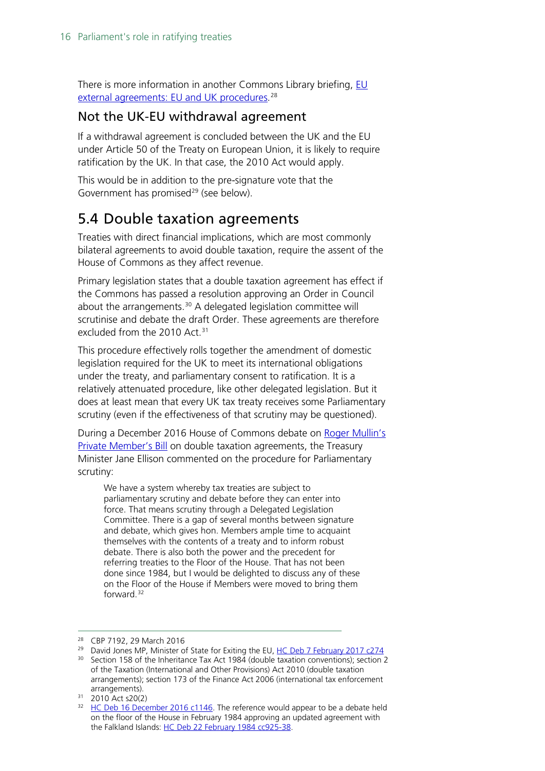There is more information in another Commons Library briefing, EU external agreements: EU and UK procedures.[28]

### Not the UK-EU withdrawal agreement

If a withdrawal agreement is concluded between the UK and the EU under Article 50 of the Treaty on European Union, it is likely to require ratification by the UK. In that case, the 2010 Act would apply.

This would be in addition to the pre-signature vote that the Government has promised[29] (see below).

## 5.4 Double taxation agreements

Treaties with direct financial implications, which are most commonly bilateral agreements to avoid double taxation, require the assent of the House of Commons as they affect revenue.

Primary legislation states that a double taxation agreement has effect if the Commons has passed a resolution approving an Order in Council about the arrangements.[30] A delegated legislation committee will scrutinise and debate the draft Order. These agreements are therefore excluded from the 2010 Act.[31]

This procedure effectively rolls together the amendment of domestic legislation required for the UK to meet its international obligations under the treaty, and parliamentary consent to ratification. It is a relatively attenuated procedure, like other delegated legislation. But it does at least mean that every UK tax treaty receives some Parliamentary scrutiny (even if the effectiveness of that scrutiny may be questioned).

During a December 2016 House of Commons debate on Roger Mullin's Private Member's Bill on double taxation agreements, the Treasury Minister Jane Ellison commented on the procedure for Parliamentary scrutiny:

> We have a system whereby tax treaties are subject to parliamentary scrutiny and debate before they can enter into force. That means scrutiny through a Delegated Legislation Committee. There is a gap of several months between signature and debate, which gives hon. Members ample time to acquaint themselves with the contents of a treaty and to inform robust debate. There is also both the power and the precedent for referring treaties to the Floor of the House. That has not been done since 1984, but I would be delighted to discuss any of these on the Floor of the House if Members were moved to bring them forward.[32]

---

[28] CBP 7192, 29 March 2016

[29] David Jones MP, Minister of State for Exiting the EU, HC Deb 7 February 2017 c274

[30] Section 158 of the Inheritance Tax Act 1984 (double taxation conventions); section 2 of the Taxation (International and Other Provisions) Act 2010 (double taxation arrangements); section 173 of the Finance Act 2006 (international tax enforcement arrangements).

[31] 2010 Act s20(2)

[32] HC Deb 16 December 2016 c1146. The reference would appear to be a debate held on the floor of the House in February 1984 approving an updated agreement with the Falkland Islands: HC Deb 22 February 1984 cc925-38.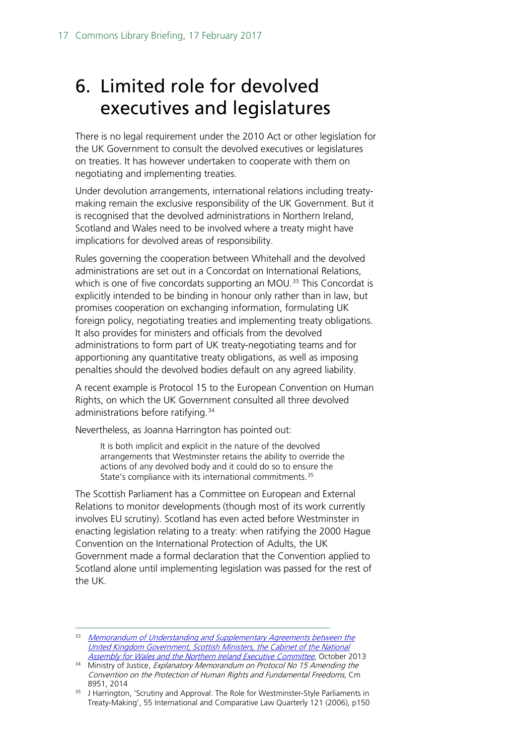# 6. Limited role for devolved executives and legislatures

There is no legal requirement under the 2010 Act or other legislation for the UK Government to consult the devolved executives or legislatures on treaties. It has however undertaken to cooperate with them on negotiating and implementing treaties.

Under devolution arrangements, international relations including treaty-making remain the exclusive responsibility of the UK Government. But it is recognised that the devolved administrations in Northern Ireland, Scotland and Wales need to be involved where a treaty might have implications for devolved areas of responsibility.

Rules governing the cooperation between Whitehall and the devolved administrations are set out in a Concordat on International Relations, which is one of five concordats supporting an MOU.[33] This Concordat is explicitly intended to be binding in honour only rather than in law, but promises cooperation on exchanging information, formulating UK foreign policy, negotiating treaties and implementing treaty obligations. It also provides for ministers and officials from the devolved administrations to form part of UK treaty-negotiating teams and for apportioning any quantitative treaty obligations, as well as imposing penalties should the devolved bodies default on any agreed liability.

A recent example is Protocol 15 to the European Convention on Human Rights, on which the UK Government consulted all three devolved administrations before ratifying.[34]

Nevertheless, as Joanna Harrington has pointed out:

> It is both implicit and explicit in the nature of the devolved arrangements that Westminster retains the ability to override the actions of any devolved body and it could do so to ensure the State's compliance with its international commitments.[35]

The Scottish Parliament has a Committee on European and External Relations to monitor developments (though most of its work currently involves EU scrutiny). Scotland has even acted before Westminster in enacting legislation relating to a treaty: when ratifying the 2000 Hague Convention on the International Protection of Adults, the UK Government made a formal declaration that the Convention applied to Scotland alone until implementing legislation was passed for the rest of the UK.

---

[33] *Memorandum of Understanding and Supplementary Agreements between the United Kingdom Government, Scottish Ministers, the Cabinet of the National Assembly for Wales and the Northern Ireland Executive Committee*, October 2013

[34] Ministry of Justice, *Explanatory Memorandum on Protocol No 15 Amending the Convention on the Protection of Human Rights and Fundamental Freedoms*, Cm 8951, 2014

[35] J Harrington, 'Scrutiny and Approval: The Role for Westminster-Style Parliaments in Treaty-Making', 55 International and Comparative Law Quarterly 121 (2006), p150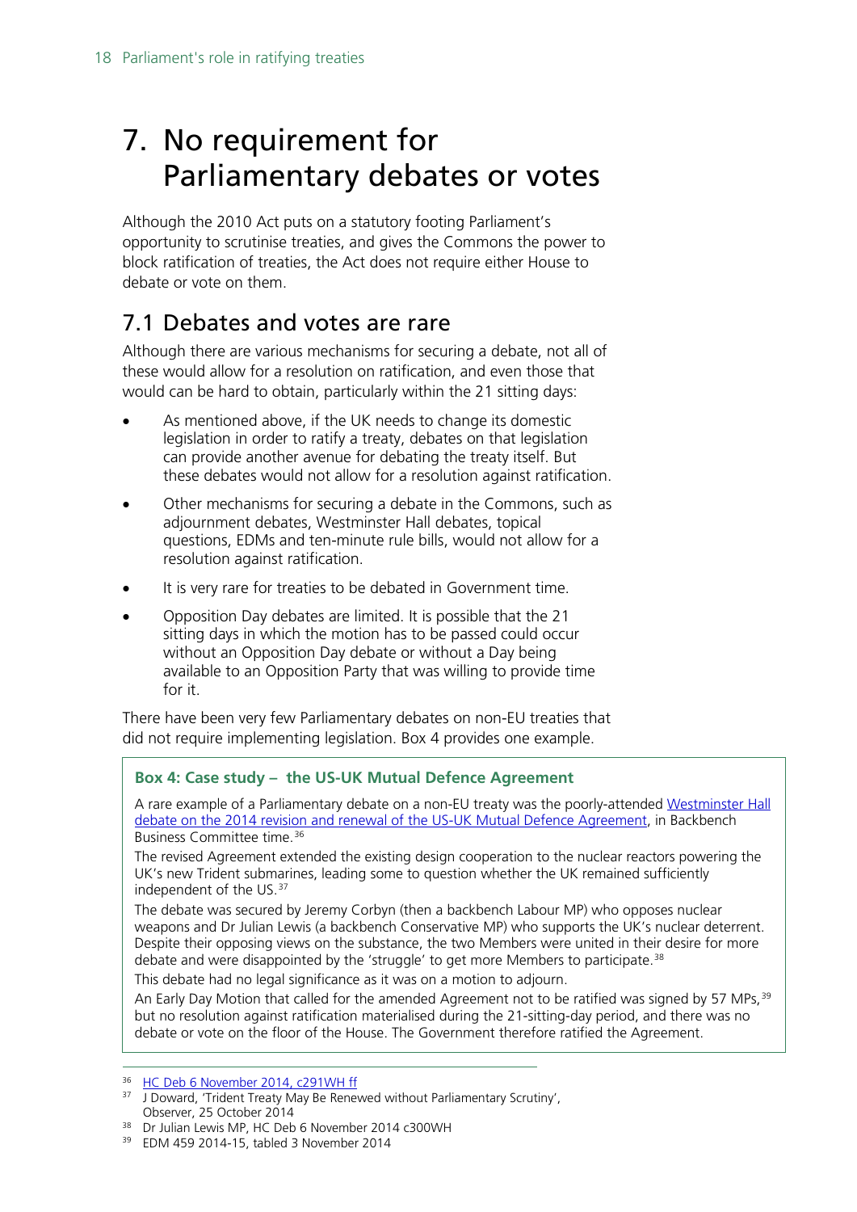# 7. No requirement for Parliamentary debates or votes

Although the 2010 Act puts on a statutory footing Parliament's opportunity to scrutinise treaties, and gives the Commons the power to block ratification of treaties, the Act does not require either House to debate or vote on them.

## 7.1 Debates and votes are rare

Although there are various mechanisms for securing a debate, not all of these would allow for a resolution on ratification, and even those that would can be hard to obtain, particularly within the 21 sitting days:

- As mentioned above, if the UK needs to change its domestic legislation in order to ratify a treaty, debates on that legislation can provide another avenue for debating the treaty itself. But these debates would not allow for a resolution against ratification.
- Other mechanisms for securing a debate in the Commons, such as adjournment debates, Westminster Hall debates, topical questions, EDMs and ten-minute rule bills, would not allow for a resolution against ratification.
- It is very rare for treaties to be debated in Government time.
- Opposition Day debates are limited. It is possible that the 21 sitting days in which the motion has to be passed could occur without an Opposition Day debate or without a Day being available to an Opposition Party that was willing to provide time for it.

There have been very few Parliamentary debates on non-EU treaties that did not require implementing legislation. Box 4 provides one example.

> **Box 4: Case study – the US-UK Mutual Defence Agreement**
>
> A rare example of a Parliamentary debate on a non-EU treaty was the poorly-attended Westminster Hall debate on the 2014 revision and renewal of the US-UK Mutual Defence Agreement, in Backbench Business Committee time.[36]
>
> The revised Agreement extended the existing design cooperation to the nuclear reactors powering the UK's new Trident submarines, leading some to question whether the UK remained sufficiently independent of the US.[37]
>
> The debate was secured by Jeremy Corbyn (then a backbench Labour MP) who opposes nuclear weapons and Dr Julian Lewis (a backbench Conservative MP) who supports the UK's nuclear deterrent. Despite their opposing views on the substance, the two Members were united in their desire for more debate and were disappointed by the 'struggle' to get more Members to participate.[38]
>
> This debate had no legal significance as it was on a motion to adjourn.
>
> An Early Day Motion that called for the amended Agreement not to be ratified was signed by 57 MPs,[39] but no resolution against ratification materialised during the 21-sitting-day period, and there was no debate or vote on the floor of the House. The Government therefore ratified the Agreement.

---

[36] HC Deb 6 November 2014, c291WH ff

[37] J Doward, 'Trident Treaty May Be Renewed without Parliamentary Scrutiny', Observer, 25 October 2014

[38] Dr Julian Lewis MP, HC Deb 6 November 2014 c300WH

[39] EDM 459 2014-15, tabled 3 November 2014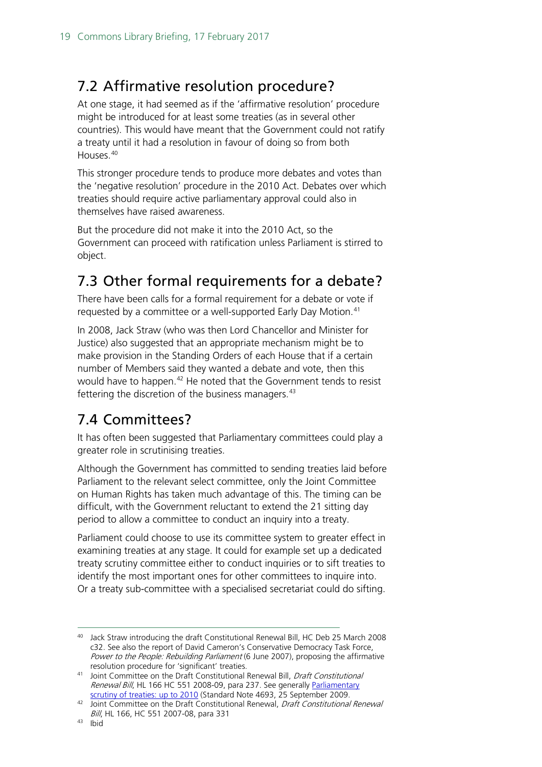## 7.2 Affirmative resolution procedure?

At one stage, it had seemed as if the 'affirmative resolution' procedure might be introduced for at least some treaties (as in several other countries). This would have meant that the Government could not ratify a treaty until it had a resolution in favour of doing so from both Houses.[40]

This stronger procedure tends to produce more debates and votes than the 'negative resolution' procedure in the 2010 Act. Debates over which treaties should require active parliamentary approval could also in themselves have raised awareness.

But the procedure did not make it into the 2010 Act, so the Government can proceed with ratification unless Parliament is stirred to object.

## 7.3 Other formal requirements for a debate?

There have been calls for a formal requirement for a debate or vote if requested by a committee or a well-supported Early Day Motion.[41]

In 2008, Jack Straw (who was then Lord Chancellor and Minister for Justice) also suggested that an appropriate mechanism might be to make provision in the Standing Orders of each House that if a certain number of Members said they wanted a debate and vote, then this would have to happen.[42] He noted that the Government tends to resist fettering the discretion of the business managers.[43]

## 7.4 Committees?

It has often been suggested that Parliamentary committees could play a greater role in scrutinising treaties.

Although the Government has committed to sending treaties laid before Parliament to the relevant select committee, only the Joint Committee on Human Rights has taken much advantage of this. The timing can be difficult, with the Government reluctant to extend the 21 sitting day period to allow a committee to conduct an inquiry into a treaty.

Parliament could choose to use its committee system to greater effect in examining treaties at any stage. It could for example set up a dedicated treaty scrutiny committee either to conduct inquiries or to sift treaties to identify the most important ones for other committees to inquire into. Or a treaty sub-committee with a specialised secretariat could do sifting.

---

[40] Jack Straw introducing the draft Constitutional Renewal Bill, HC Deb 25 March 2008 c32. See also the report of David Cameron's Conservative Democracy Task Force, *Power to the People: Rebuilding Parliament* (6 June 2007), proposing the affirmative resolution procedure for 'significant' treaties.

[41] Joint Committee on the Draft Constitutional Renewal Bill, *Draft Constitutional Renewal Bill*, HL 166 HC 551 2008-09, para 237. See generally Parliamentary scrutiny of treaties: up to 2010 (Standard Note 4693, 25 September 2009.

[42] Joint Committee on the Draft Constitutional Renewal, *Draft Constitutional Renewal Bill*, HL 166, HC 551 2007-08, para 331

[43] Ibid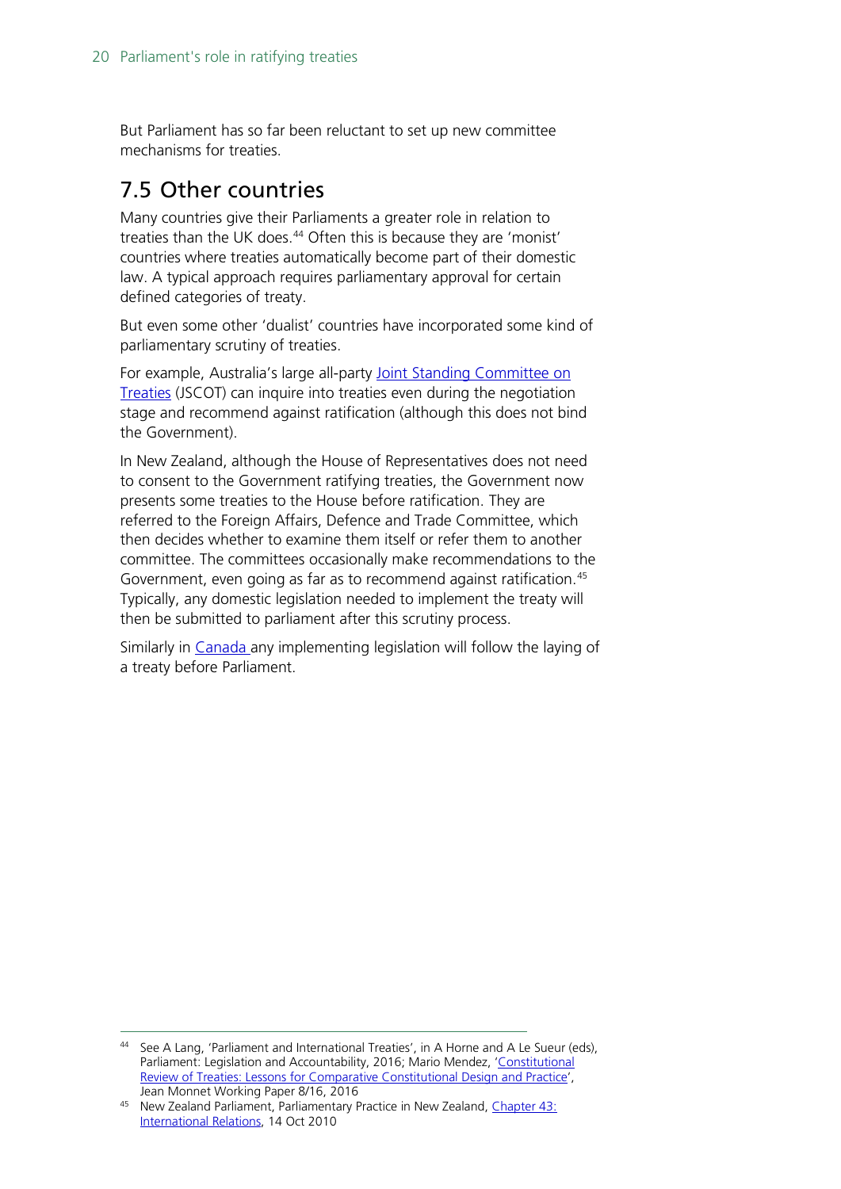But Parliament has so far been reluctant to set up new committee mechanisms for treaties.

## 7.5 Other countries

Many countries give their Parliaments a greater role in relation to treaties than the UK does.[44] Often this is because they are 'monist' countries where treaties automatically become part of their domestic law. A typical approach requires parliamentary approval for certain defined categories of treaty.

But even some other 'dualist' countries have incorporated some kind of parliamentary scrutiny of treaties.

For example, Australia's large all-party Joint Standing Committee on Treaties (JSCOT) can inquire into treaties even during the negotiation stage and recommend against ratification (although this does not bind the Government).

In New Zealand, although the House of Representatives does not need to consent to the Government ratifying treaties, the Government now presents some treaties to the House before ratification. They are referred to the Foreign Affairs, Defence and Trade Committee, which then decides whether to examine them itself or refer them to another committee. The committees occasionally make recommendations to the Government, even going as far as to recommend against ratification.[45] Typically, any domestic legislation needed to implement the treaty will then be submitted to parliament after this scrutiny process.

Similarly in Canada any implementing legislation will follow the laying of a treaty before Parliament.

---

[44] See A Lang, 'Parliament and International Treaties', in A Horne and A Le Sueur (eds), Parliament: Legislation and Accountability, 2016; Mario Mendez, 'Constitutional Review of Treaties: Lessons for Comparative Constitutional Design and Practice', Jean Monnet Working Paper 8/16, 2016

[45] New Zealand Parliament, Parliamentary Practice in New Zealand, Chapter 43: International Relations, 14 Oct 2010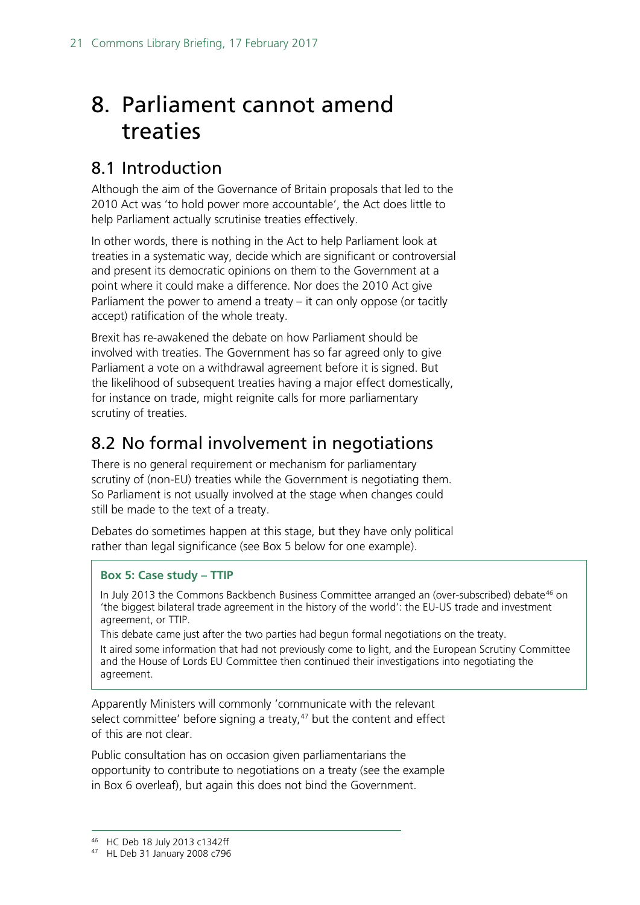# 8. Parliament cannot amend treaties

## 8.1 Introduction

Although the aim of the Governance of Britain proposals that led to the 2010 Act was 'to hold power more accountable', the Act does little to help Parliament actually scrutinise treaties effectively.

In other words, there is nothing in the Act to help Parliament look at treaties in a systematic way, decide which are significant or controversial and present its democratic opinions on them to the Government at a point where it could make a difference. Nor does the 2010 Act give Parliament the power to amend a treaty – it can only oppose (or tacitly accept) ratification of the whole treaty.

Brexit has re-awakened the debate on how Parliament should be involved with treaties. The Government has so far agreed only to give Parliament a vote on a withdrawal agreement before it is signed. But the likelihood of subsequent treaties having a major effect domestically, for instance on trade, might reignite calls for more parliamentary scrutiny of treaties.

## 8.2 No formal involvement in negotiations

There is no general requirement or mechanism for parliamentary scrutiny of (non-EU) treaties while the Government is negotiating them. So Parliament is not usually involved at the stage when changes could still be made to the text of a treaty.

Debates do sometimes happen at this stage, but they have only political rather than legal significance (see Box 5 below for one example).

> **Box 5: Case study – TTIP**
>
> In July 2013 the Commons Backbench Business Committee arranged an (over-subscribed) debate[46] on 'the biggest bilateral trade agreement in the history of the world': the EU-US trade and investment agreement, or TTIP.
>
> This debate came just after the two parties had begun formal negotiations on the treaty.
>
> It aired some information that had not previously come to light, and the European Scrutiny Committee and the House of Lords EU Committee then continued their investigations into negotiating the agreement.

Apparently Ministers will commonly 'communicate with the relevant select committee' before signing a treaty,[47] but the content and effect of this are not clear.

Public consultation has on occasion given parliamentarians the opportunity to contribute to negotiations on a treaty (see the example in Box 6 overleaf), but again this does not bind the Government.

[46] HC Deb 18 July 2013 c1342ff

[47] HL Deb 31 January 2008 c796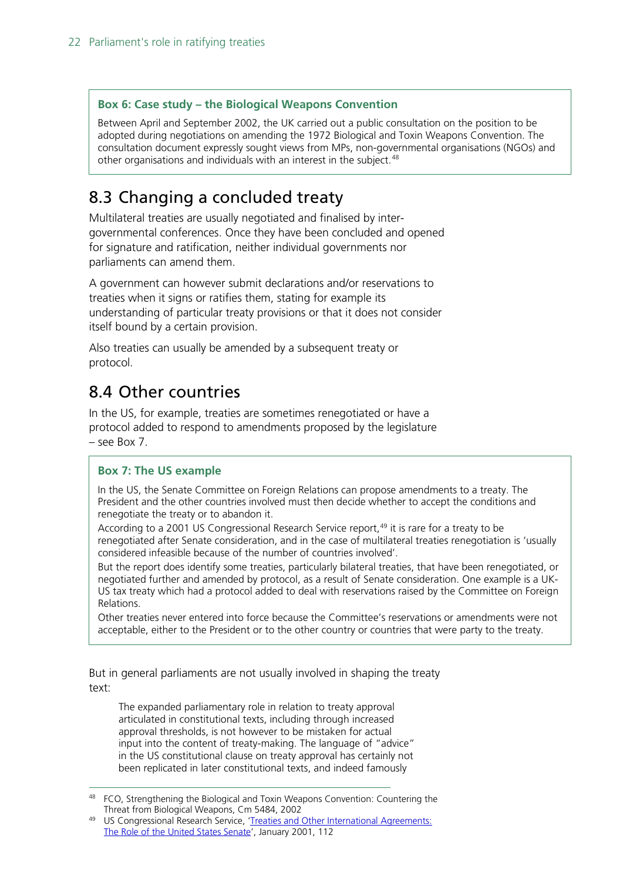**Box 6: Case study – the Biological Weapons Convention**

Between April and September 2002, the UK carried out a public consultation on the position to be adopted during negotiations on amending the 1972 Biological and Toxin Weapons Convention. The consultation document expressly sought views from MPs, non-governmental organisations (NGOs) and other organisations and individuals with an interest in the subject.[48]

## 8.3 Changing a concluded treaty

Multilateral treaties are usually negotiated and finalised by inter-governmental conferences. Once they have been concluded and opened for signature and ratification, neither individual governments nor parliaments can amend them.

A government can however submit declarations and/or reservations to treaties when it signs or ratifies them, stating for example its understanding of particular treaty provisions or that it does not consider itself bound by a certain provision.

Also treaties can usually be amended by a subsequent treaty or protocol.

## 8.4 Other countries

In the US, for example, treaties are sometimes renegotiated or have a protocol added to respond to amendments proposed by the legislature – see Box 7.

**Box 7: The US example**

In the US, the Senate Committee on Foreign Relations can propose amendments to a treaty. The President and the other countries involved must then decide whether to accept the conditions and renegotiate the treaty or to abandon it.

According to a 2001 US Congressional Research Service report,[49] it is rare for a treaty to be renegotiated after Senate consideration, and in the case of multilateral treaties renegotiation is 'usually considered infeasible because of the number of countries involved'.

But the report does identify some treaties, particularly bilateral treaties, that have been renegotiated, or negotiated further and amended by protocol, as a result of Senate consideration. One example is a UK-US tax treaty which had a protocol added to deal with reservations raised by the Committee on Foreign Relations.

Other treaties never entered into force because the Committee's reservations or amendments were not acceptable, either to the President or to the other country or countries that were party to the treaty.

But in general parliaments are not usually involved in shaping the treaty text:

> The expanded parliamentary role in relation to treaty approval articulated in constitutional texts, including through increased approval thresholds, is not however to be mistaken for actual input into the content of treaty-making. The language of "advice" in the US constitutional clause on treaty approval has certainly not been replicated in later constitutional texts, and indeed famously

---

[48] FCO, Strengthening the Biological and Toxin Weapons Convention: Countering the Threat from Biological Weapons, Cm 5484, 2002

[49] US Congressional Research Service, 'Treaties and Other International Agreements: The Role of the United States Senate', January 2001, 112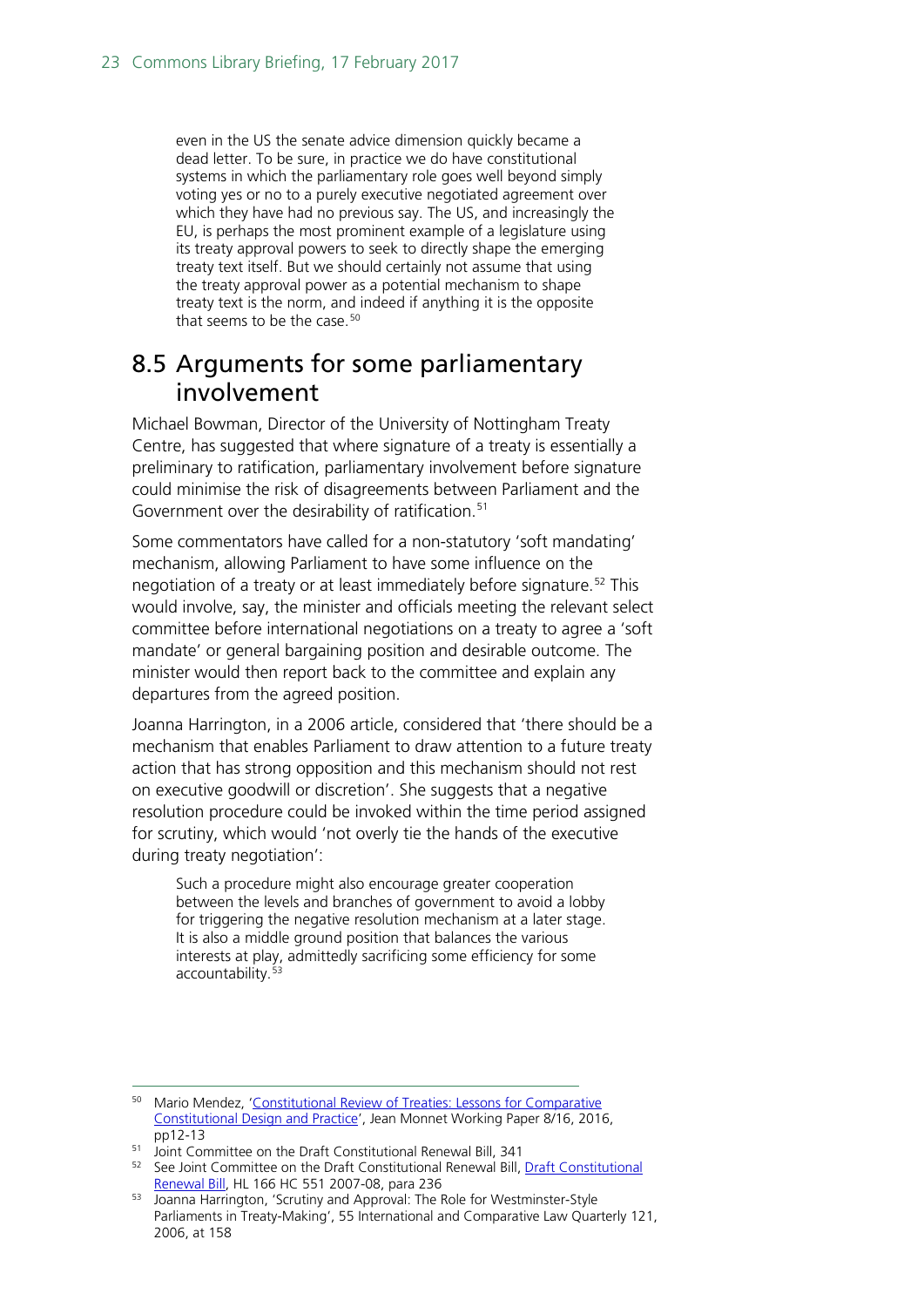> even in the US the senate advice dimension quickly became a dead letter. To be sure, in practice we do have constitutional systems in which the parliamentary role goes well beyond simply voting yes or no to a purely executive negotiated agreement over which they have had no previous say. The US, and increasingly the EU, is perhaps the most prominent example of a legislature using its treaty approval powers to seek to directly shape the emerging treaty text itself. But we should certainly not assume that using the treaty approval power as a potential mechanism to shape treaty text is the norm, and indeed if anything it is the opposite that seems to be the case.[50]

## 8.5 Arguments for some parliamentary involvement

Michael Bowman, Director of the University of Nottingham Treaty Centre, has suggested that where signature of a treaty is essentially a preliminary to ratification, parliamentary involvement before signature could minimise the risk of disagreements between Parliament and the Government over the desirability of ratification.[51]

Some commentators have called for a non-statutory 'soft mandating' mechanism, allowing Parliament to have some influence on the negotiation of a treaty or at least immediately before signature.[52] This would involve, say, the minister and officials meeting the relevant select committee before international negotiations on a treaty to agree a 'soft mandate' or general bargaining position and desirable outcome. The minister would then report back to the committee and explain any departures from the agreed position.

Joanna Harrington, in a 2006 article, considered that 'there should be a mechanism that enables Parliament to draw attention to a future treaty action that has strong opposition and this mechanism should not rest on executive goodwill or discretion'. She suggests that a negative resolution procedure could be invoked within the time period assigned for scrutiny, which would 'not overly tie the hands of the executive during treaty negotiation':

> Such a procedure might also encourage greater cooperation between the levels and branches of government to avoid a lobby for triggering the negative resolution mechanism at a later stage. It is also a middle ground position that balances the various interests at play, admittedly sacrificing some efficiency for some accountability.[53]

---

[50] Mario Mendez, 'Constitutional Review of Treaties: Lessons for Comparative Constitutional Design and Practice', Jean Monnet Working Paper 8/16, 2016, pp12-13

[51] Joint Committee on the Draft Constitutional Renewal Bill, 341

[52] See Joint Committee on the Draft Constitutional Renewal Bill, Draft Constitutional Renewal Bill, HL 166 HC 551 2007-08, para 236

[53] Joanna Harrington, 'Scrutiny and Approval: The Role for Westminster-Style Parliaments in Treaty-Making', 55 International and Comparative Law Quarterly 121, 2006, at 158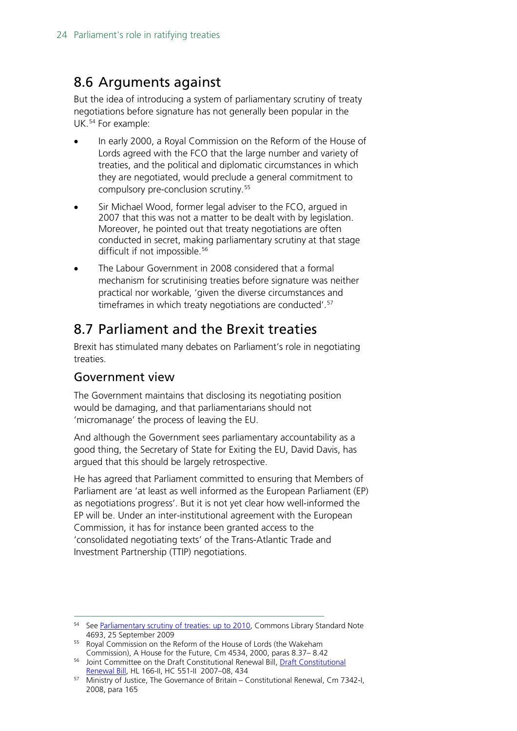## 8.6 Arguments against

But the idea of introducing a system of parliamentary scrutiny of treaty negotiations before signature has not generally been popular in the UK.[54] For example:

- In early 2000, a Royal Commission on the Reform of the House of Lords agreed with the FCO that the large number and variety of treaties, and the political and diplomatic circumstances in which they are negotiated, would preclude a general commitment to compulsory pre-conclusion scrutiny.[55]
- Sir Michael Wood, former legal adviser to the FCO, argued in 2007 that this was not a matter to be dealt with by legislation. Moreover, he pointed out that treaty negotiations are often conducted in secret, making parliamentary scrutiny at that stage difficult if not impossible.[56]
- The Labour Government in 2008 considered that a formal mechanism for scrutinising treaties before signature was neither practical nor workable, 'given the diverse circumstances and timeframes in which treaty negotiations are conducted'.[57]

## 8.7 Parliament and the Brexit treaties

Brexit has stimulated many debates on Parliament's role in negotiating treaties.

### Government view

The Government maintains that disclosing its negotiating position would be damaging, and that parliamentarians should not 'micromanage' the process of leaving the EU.

And although the Government sees parliamentary accountability as a good thing, the Secretary of State for Exiting the EU, David Davis, has argued that this should be largely retrospective.

He has agreed that Parliament committed to ensuring that Members of Parliament are 'at least as well informed as the European Parliament (EP) as negotiations progress'. But it is not yet clear how well-informed the EP will be. Under an inter-institutional agreement with the European Commission, it has for instance been granted access to the 'consolidated negotiating texts' of the Trans-Atlantic Trade and Investment Partnership (TTIP) negotiations.

---

[54] See Parliamentary scrutiny of treaties: up to 2010, Commons Library Standard Note 4693, 25 September 2009

[55] Royal Commission on the Reform of the House of Lords (the Wakeham Commission), A House for the Future, Cm 4534, 2000, paras 8.37– 8.42

[56] Joint Committee on the Draft Constitutional Renewal Bill, Draft Constitutional Renewal Bill, HL 166-II, HC 551-II 2007–08, 434

[57] Ministry of Justice, The Governance of Britain – Constitutional Renewal, Cm 7342-I, 2008, para 165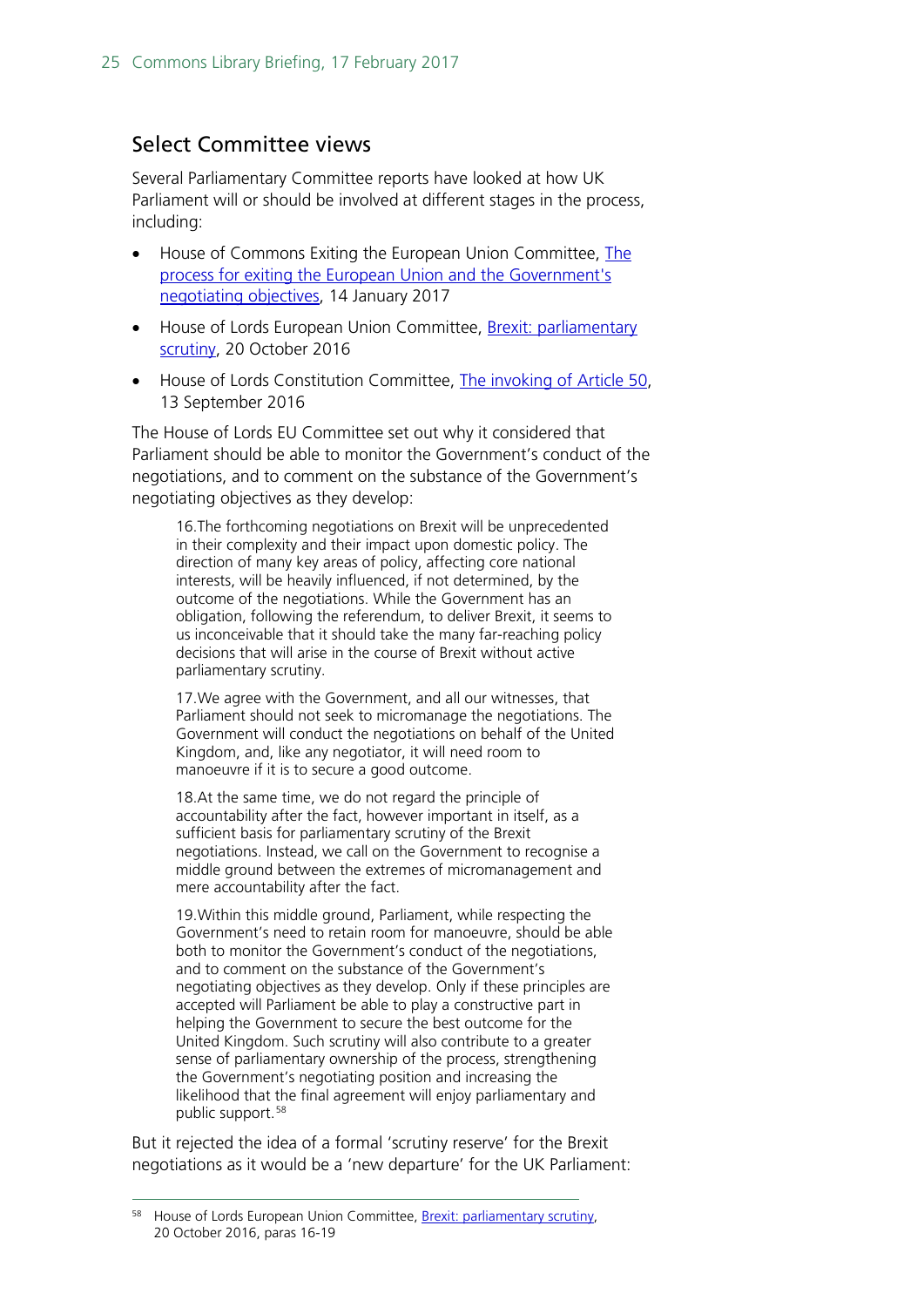## Select Committee views

Several Parliamentary Committee reports have looked at how UK Parliament will or should be involved at different stages in the process, including:

- House of Commons Exiting the European Union Committee, [The process for exiting the European Union and the Government's negotiating objectives](), 14 January 2017
- House of Lords European Union Committee, [Brexit: parliamentary scrutiny](), 20 October 2016
- House of Lords Constitution Committee, [The invoking of Article 50](), 13 September 2016

The House of Lords EU Committee set out why it considered that Parliament should be able to monitor the Government's conduct of the negotiations, and to comment on the substance of the Government's negotiating objectives as they develop:

> 16.The forthcoming negotiations on Brexit will be unprecedented in their complexity and their impact upon domestic policy. The direction of many key areas of policy, affecting core national interests, will be heavily influenced, if not determined, by the outcome of the negotiations. While the Government has an obligation, following the referendum, to deliver Brexit, it seems to us inconceivable that it should take the many far-reaching policy decisions that will arise in the course of Brexit without active parliamentary scrutiny.
>
> 17.We agree with the Government, and all our witnesses, that Parliament should not seek to micromanage the negotiations. The Government will conduct the negotiations on behalf of the United Kingdom, and, like any negotiator, it will need room to manoeuvre if it is to secure a good outcome.
>
> 18.At the same time, we do not regard the principle of accountability after the fact, however important in itself, as a sufficient basis for parliamentary scrutiny of the Brexit negotiations. Instead, we call on the Government to recognise a middle ground between the extremes of micromanagement and mere accountability after the fact.
>
> 19.Within this middle ground, Parliament, while respecting the Government's need to retain room for manoeuvre, should be able both to monitor the Government's conduct of the negotiations, and to comment on the substance of the Government's negotiating objectives as they develop. Only if these principles are accepted will Parliament be able to play a constructive part in helping the Government to secure the best outcome for the United Kingdom. Such scrutiny will also contribute to a greater sense of parliamentary ownership of the process, strengthening the Government's negotiating position and increasing the likelihood that the final agreement will enjoy parliamentary and public support.[58]

But it rejected the idea of a formal 'scrutiny reserve' for the Brexit negotiations as it would be a 'new departure' for the UK Parliament:

---

[58] House of Lords European Union Committee, [Brexit: parliamentary scrutiny](), 20 October 2016, paras 16-19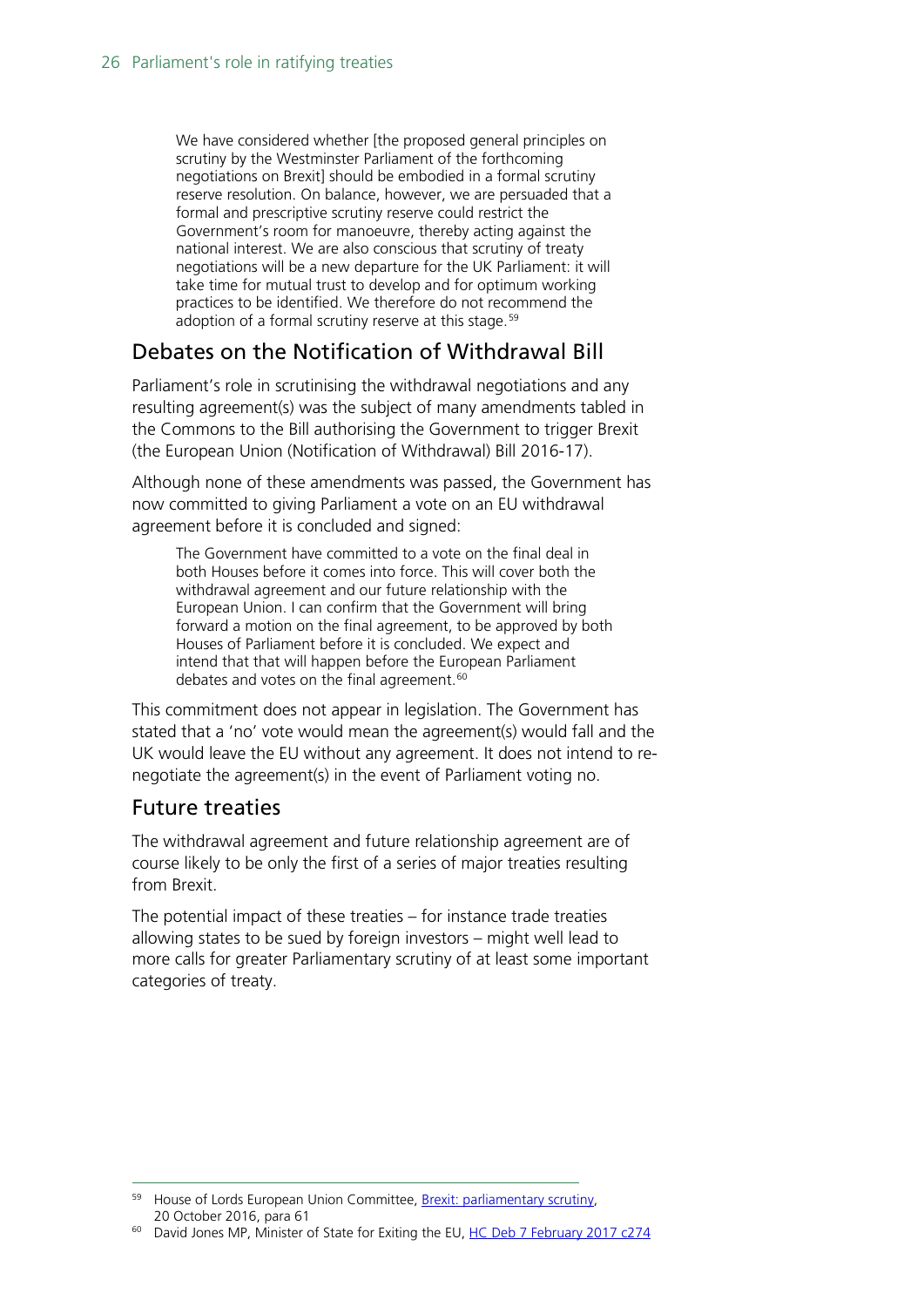> We have considered whether [the proposed general principles on scrutiny by the Westminster Parliament of the forthcoming negotiations on Brexit] should be embodied in a formal scrutiny reserve resolution. On balance, however, we are persuaded that a formal and prescriptive scrutiny reserve could restrict the Government's room for manoeuvre, thereby acting against the national interest. We are also conscious that scrutiny of treaty negotiations will be a new departure for the UK Parliament: it will take time for mutual trust to develop and for optimum working practices to be identified. We therefore do not recommend the adoption of a formal scrutiny reserve at this stage.[59]

## Debates on the Notification of Withdrawal Bill

Parliament's role in scrutinising the withdrawal negotiations and any resulting agreement(s) was the subject of many amendments tabled in the Commons to the Bill authorising the Government to trigger Brexit (the European Union (Notification of Withdrawal) Bill 2016-17).

Although none of these amendments was passed, the Government has now committed to giving Parliament a vote on an EU withdrawal agreement before it is concluded and signed:

> The Government have committed to a vote on the final deal in both Houses before it comes into force. This will cover both the withdrawal agreement and our future relationship with the European Union. I can confirm that the Government will bring forward a motion on the final agreement, to be approved by both Houses of Parliament before it is concluded. We expect and intend that that will happen before the European Parliament debates and votes on the final agreement.[60]

This commitment does not appear in legislation. The Government has stated that a 'no' vote would mean the agreement(s) would fall and the UK would leave the EU without any agreement. It does not intend to re-negotiate the agreement(s) in the event of Parliament voting no.

## Future treaties

The withdrawal agreement and future relationship agreement are of course likely to be only the first of a series of major treaties resulting from Brexit.

The potential impact of these treaties – for instance trade treaties allowing states to be sued by foreign investors – might well lead to more calls for greater Parliamentary scrutiny of at least some important categories of treaty.

---

[59] House of Lords European Union Committee, Brexit: parliamentary scrutiny, 20 October 2016, para 61

[60] David Jones MP, Minister of State for Exiting the EU, HC Deb 7 February 2017 c274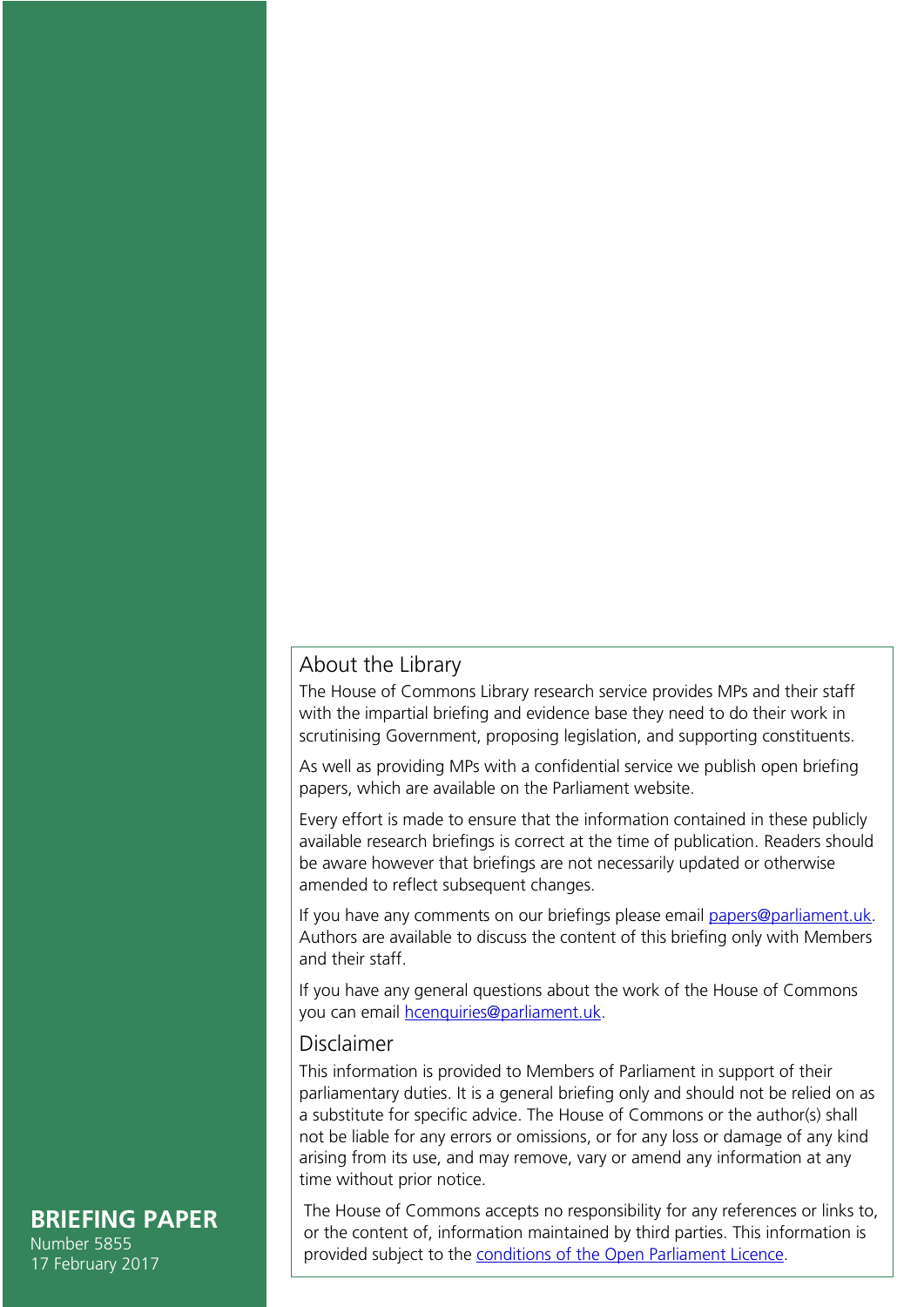## About the Library

The House of Commons Library research service provides MPs and their staff with the impartial briefing and evidence base they need to do their work in scrutinising Government, proposing legislation, and supporting constituents.

As well as providing MPs with a confidential service we publish open briefing papers, which are available on the Parliament website.

Every effort is made to ensure that the information contained in these publicly available research briefings is correct at the time of publication. Readers should be aware however that briefings are not necessarily updated or otherwise amended to reflect subsequent changes.

If you have any comments on our briefings please email papers@parliament.uk. Authors are available to discuss the content of this briefing only with Members and their staff.

If you have any general questions about the work of the House of Commons you can email hcenquiries@parliament.uk.

## Disclaimer

This information is provided to Members of Parliament in support of their parliamentary duties. It is a general briefing only and should not be relied on as a substitute for specific advice. The House of Commons or the author(s) shall not be liable for any errors or omissions, or for any loss or damage of any kind arising from its use, and may remove, vary or amend any information at any time without prior notice.

The House of Commons accepts no responsibility for any references or links to, or the content of, information maintained by third parties. This information is provided subject to the conditions of the Open Parliament Licence.

**BRIEFING PAPER**
Number 5855
17 February 2017